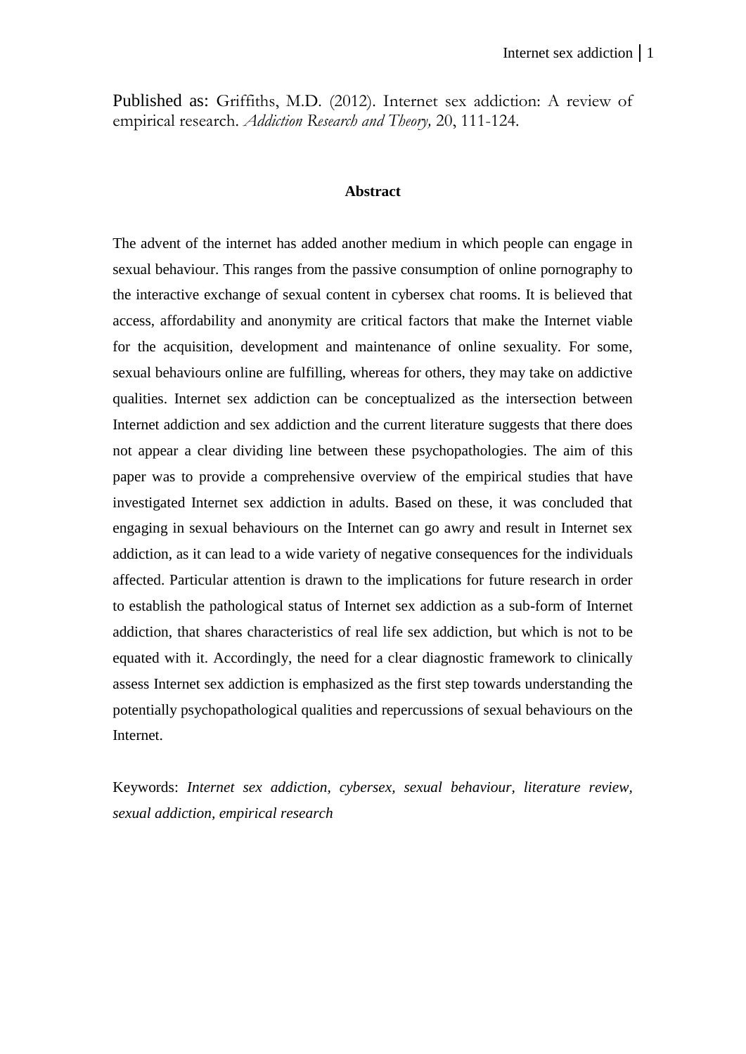Published as: Griffiths, M.D. (2012). Internet sex addiction: A review of empirical research. *Addiction Research and Theory,* 20, 111-124.

## Abstract

The advent of the internet has added another medium in which people can engage in sexual behaviour. This ranges from the passive consumption of online pornography to the interactive exchange of sexual content in cybersex chat rooms. It is believed that access, affordability and anonymity are critical factors that make the Internet viable for the acquisition, development and maintenance of online sexuality. For some, sexual behaviours online are fulfilling, whereas for others, they may take on addictive qualities. Internet sex addiction can be conceptualized as the intersection between Internet addiction and sex addiction and the current literature suggests that there does not appear a clear dividing line between these psychopathologies. The aim of this paper was to provide a comprehensive overview of the empirical studies that have investigated Internet sex addiction in adults. Based on these, it was concluded that engaging in sexual behaviours on the Internet can go awry and result in Internet sex addiction, as it can lead to a wide variety of negative consequences for the individuals affected. Particular attention is drawn to the implications for future research in order to establish the pathological status of Internet sex addiction as a sub-form of Internet addiction, that shares characteristics of real life sex addiction, but which is not to be equated with it. Accordingly, the need for a clear diagnostic framework to clinically assess Internet sex addiction is emphasized as the first step towards understanding the potentially psychopathological qualities and repercussions of sexual behaviours on the Internet.

Keywords: *Internet sex addiction, cybersex, sexual behaviour, literature review, sexual addiction, empirical research*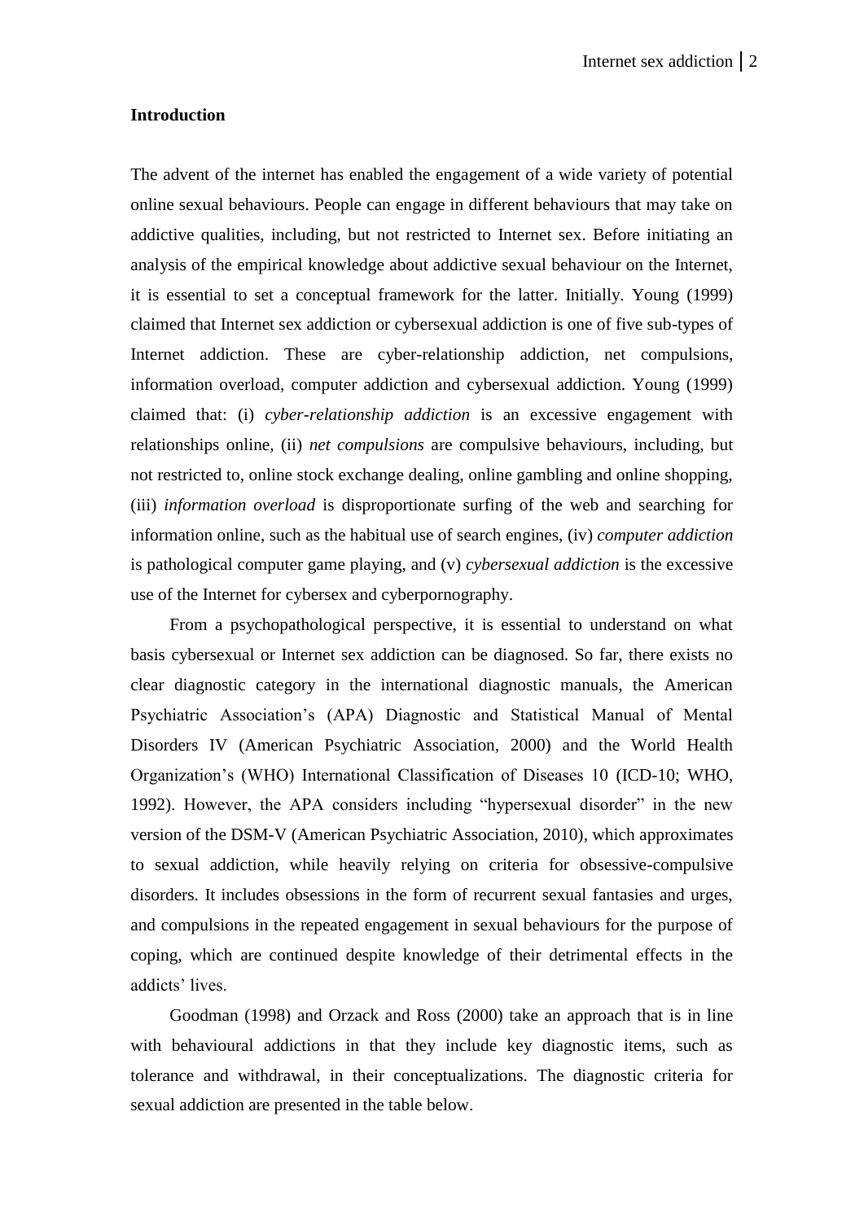## Introduction

The advent of the internet has enabled the engagement of a wide variety of potential online sexual behaviours. People can engage in different behaviours that may take on addictive qualities, including, but not restricted to Internet sex. Before initiating an analysis of the empirical knowledge about addictive sexual behaviour on the Internet, it is essential to set a conceptual framework for the latter. Initially. Young (1999) claimed that Internet sex addiction or cybersexual addiction is one of five sub-types of Internet addiction. These are cyber-relationship addiction, net compulsions, information overload, computer addiction and cybersexual addiction. Young (1999) claimed that: (i) *cyber-relationship addiction* is an excessive engagement with relationships online, (ii) *net compulsions* are compulsive behaviours, including, but not restricted to, online stock exchange dealing, online gambling and online shopping, (iii) *information overload* is disproportionate surfing of the web and searching for information online, such as the habitual use of search engines, (iv) *computer addiction* is pathological computer game playing, and (v) *cybersexual addiction* is the excessive use of the Internet for cybersex and cyberpornography.

From a psychopathological perspective, it is essential to understand on what basis cybersexual or Internet sex addiction can be diagnosed. So far, there exists no clear diagnostic category in the international diagnostic manuals, the American Psychiatric Association's (APA) Diagnostic and Statistical Manual of Mental Disorders IV (American Psychiatric Association, 2000) and the World Health Organization's (WHO) International Classification of Diseases 10 (ICD-10; WHO, 1992). However, the APA considers including "hypersexual disorder" in the new version of the DSM-V (American Psychiatric Association, 2010), which approximates to sexual addiction, while heavily relying on criteria for obsessive-compulsive disorders. It includes obsessions in the form of recurrent sexual fantasies and urges, and compulsions in the repeated engagement in sexual behaviours for the purpose of coping, which are continued despite knowledge of their detrimental effects in the addicts' lives.

Goodman (1998) and Orzack and Ross (2000) take an approach that is in line with behavioural addictions in that they include key diagnostic items, such as tolerance and withdrawal, in their conceptualizations. The diagnostic criteria for sexual addiction are presented in the table below.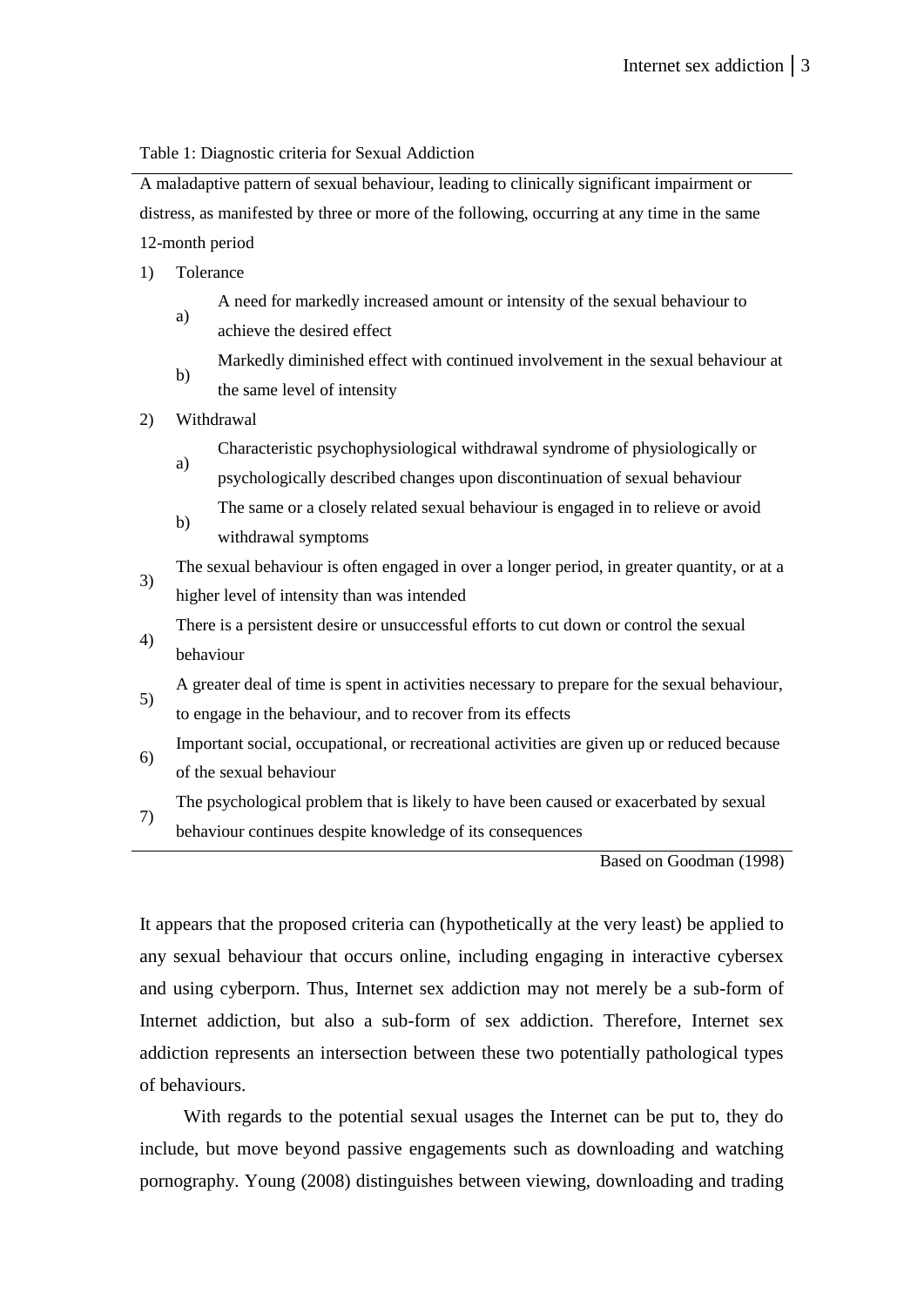Table 1: Diagnostic criteria for Sexual Addiction

A maladaptive pattern of sexual behaviour, leading to clinically significant impairment or distress, as manifested by three or more of the following, occurring at any time in the same 12-month period

1) Tolerance
    a) A need for markedly increased amount or intensity of the sexual behaviour to achieve the desired effect
    b) Markedly diminished effect with continued involvement in the sexual behaviour at the same level of intensity
2) Withdrawal
    a) Characteristic psychophysiological withdrawal syndrome of physiologically or psychologically described changes upon discontinuation of sexual behaviour
    b) The same or a closely related sexual behaviour is engaged in to relieve or avoid withdrawal symptoms
3) The sexual behaviour is often engaged in over a longer period, in greater quantity, or at a higher level of intensity than was intended
4) There is a persistent desire or unsuccessful efforts to cut down or control the sexual behaviour
5) A greater deal of time is spent in activities necessary to prepare for the sexual behaviour, to engage in the behaviour, and to recover from its effects
6) Important social, occupational, or recreational activities are given up or reduced because of the sexual behaviour
7) The psychological problem that is likely to have been caused or exacerbated by sexual behaviour continues despite knowledge of its consequences

Based on Goodman (1998)

It appears that the proposed criteria can (hypothetically at the very least) be applied to any sexual behaviour that occurs online, including engaging in interactive cybersex and using cyberporn. Thus, Internet sex addiction may not merely be a sub-form of Internet addiction, but also a sub-form of sex addiction. Therefore, Internet sex addiction represents an intersection between these two potentially pathological types of behaviours.

With regards to the potential sexual usages the Internet can be put to, they do include, but move beyond passive engagements such as downloading and watching pornography. Young (2008) distinguishes between viewing, downloading and trading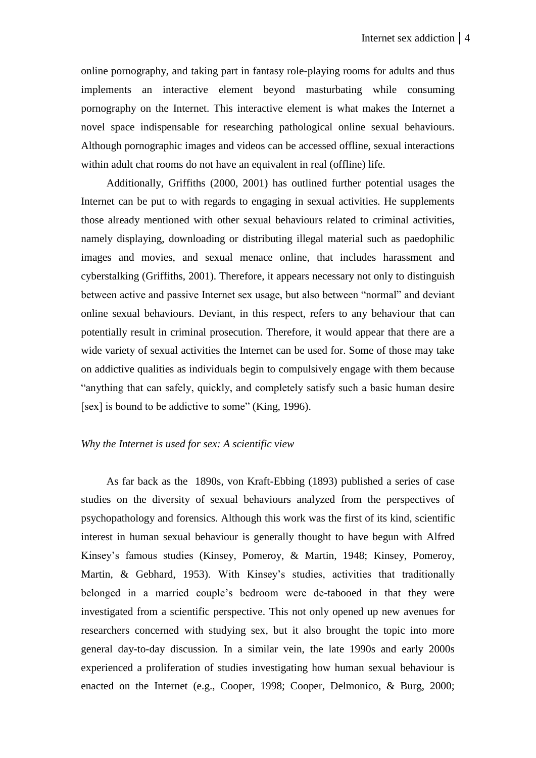online pornography, and taking part in fantasy role-playing rooms for adults and thus implements an interactive element beyond masturbating while consuming pornography on the Internet. This interactive element is what makes the Internet a novel space indispensable for researching pathological online sexual behaviours. Although pornographic images and videos can be accessed offline, sexual interactions within adult chat rooms do not have an equivalent in real (offline) life.

Additionally, Griffiths (2000, 2001) has outlined further potential usages the Internet can be put to with regards to engaging in sexual activities. He supplements those already mentioned with other sexual behaviours related to criminal activities, namely displaying, downloading or distributing illegal material such as paedophilic images and movies, and sexual menace online, that includes harassment and cyberstalking (Griffiths, 2001). Therefore, it appears necessary not only to distinguish between active and passive Internet sex usage, but also between "normal" and deviant online sexual behaviours. Deviant, in this respect, refers to any behaviour that can potentially result in criminal prosecution. Therefore, it would appear that there are a wide variety of sexual activities the Internet can be used for. Some of those may take on addictive qualities as individuals begin to compulsively engage with them because "anything that can safely, quickly, and completely satisfy such a basic human desire [sex] is bound to be addictive to some" (King, 1996).

*Why the Internet is used for sex: A scientific view*

As far back as the 1890s, von Kraft-Ebbing (1893) published a series of case studies on the diversity of sexual behaviours analyzed from the perspectives of psychopathology and forensics. Although this work was the first of its kind, scientific interest in human sexual behaviour is generally thought to have begun with Alfred Kinsey's famous studies (Kinsey, Pomeroy, & Martin, 1948; Kinsey, Pomeroy, Martin, & Gebhard, 1953). With Kinsey's studies, activities that traditionally belonged in a married couple's bedroom were de-tabooed in that they were investigated from a scientific perspective. This not only opened up new avenues for researchers concerned with studying sex, but it also brought the topic into more general day-to-day discussion. In a similar vein, the late 1990s and early 2000s experienced a proliferation of studies investigating how human sexual behaviour is enacted on the Internet (e.g., Cooper, 1998; Cooper, Delmonico, & Burg, 2000;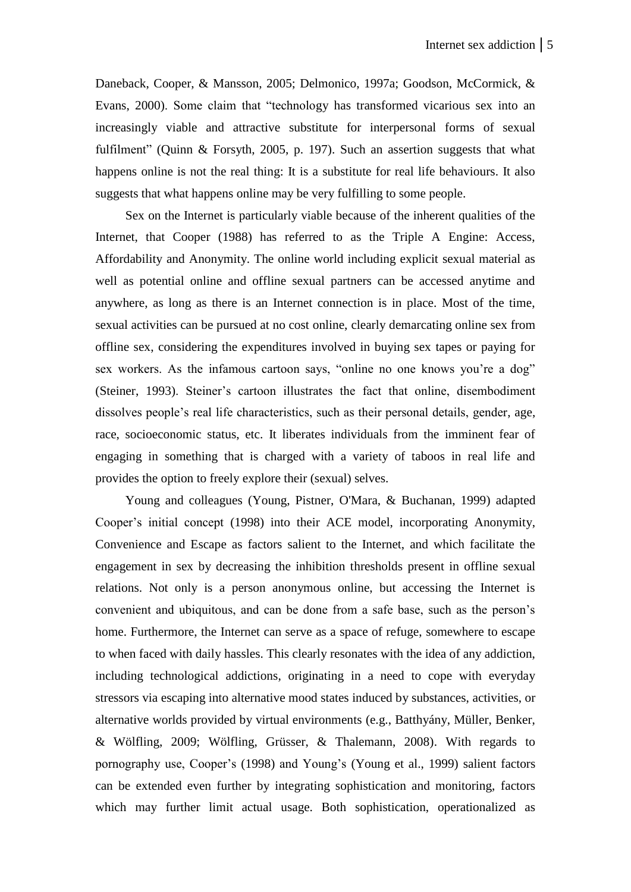Daneback, Cooper, & Mansson, 2005; Delmonico, 1997a; Goodson, McCormick, & Evans, 2000). Some claim that "technology has transformed vicarious sex into an increasingly viable and attractive substitute for interpersonal forms of sexual fulfilment" (Quinn & Forsyth, 2005, p. 197). Such an assertion suggests that what happens online is not the real thing: It is a substitute for real life behaviours. It also suggests that what happens online may be very fulfilling to some people.

Sex on the Internet is particularly viable because of the inherent qualities of the Internet, that Cooper (1988) has referred to as the Triple A Engine: Access, Affordability and Anonymity. The online world including explicit sexual material as well as potential online and offline sexual partners can be accessed anytime and anywhere, as long as there is an Internet connection is in place. Most of the time, sexual activities can be pursued at no cost online, clearly demarcating online sex from offline sex, considering the expenditures involved in buying sex tapes or paying for sex workers. As the infamous cartoon says, "online no one knows you're a dog" (Steiner, 1993). Steiner's cartoon illustrates the fact that online, disembodiment dissolves people's real life characteristics, such as their personal details, gender, age, race, socioeconomic status, etc. It liberates individuals from the imminent fear of engaging in something that is charged with a variety of taboos in real life and provides the option to freely explore their (sexual) selves.

Young and colleagues (Young, Pistner, O'Mara, & Buchanan, 1999) adapted Cooper's initial concept (1998) into their ACE model, incorporating Anonymity, Convenience and Escape as factors salient to the Internet, and which facilitate the engagement in sex by decreasing the inhibition thresholds present in offline sexual relations. Not only is a person anonymous online, but accessing the Internet is convenient and ubiquitous, and can be done from a safe base, such as the person's home. Furthermore, the Internet can serve as a space of refuge, somewhere to escape to when faced with daily hassles. This clearly resonates with the idea of any addiction, including technological addictions, originating in a need to cope with everyday stressors via escaping into alternative mood states induced by substances, activities, or alternative worlds provided by virtual environments (e.g., Batthyány, Müller, Benker, & Wölfling, 2009; Wölfling, Grüsser, & Thalemann, 2008). With regards to pornography use, Cooper's (1998) and Young's (Young et al., 1999) salient factors can be extended even further by integrating sophistication and monitoring, factors which may further limit actual usage. Both sophistication, operationalized as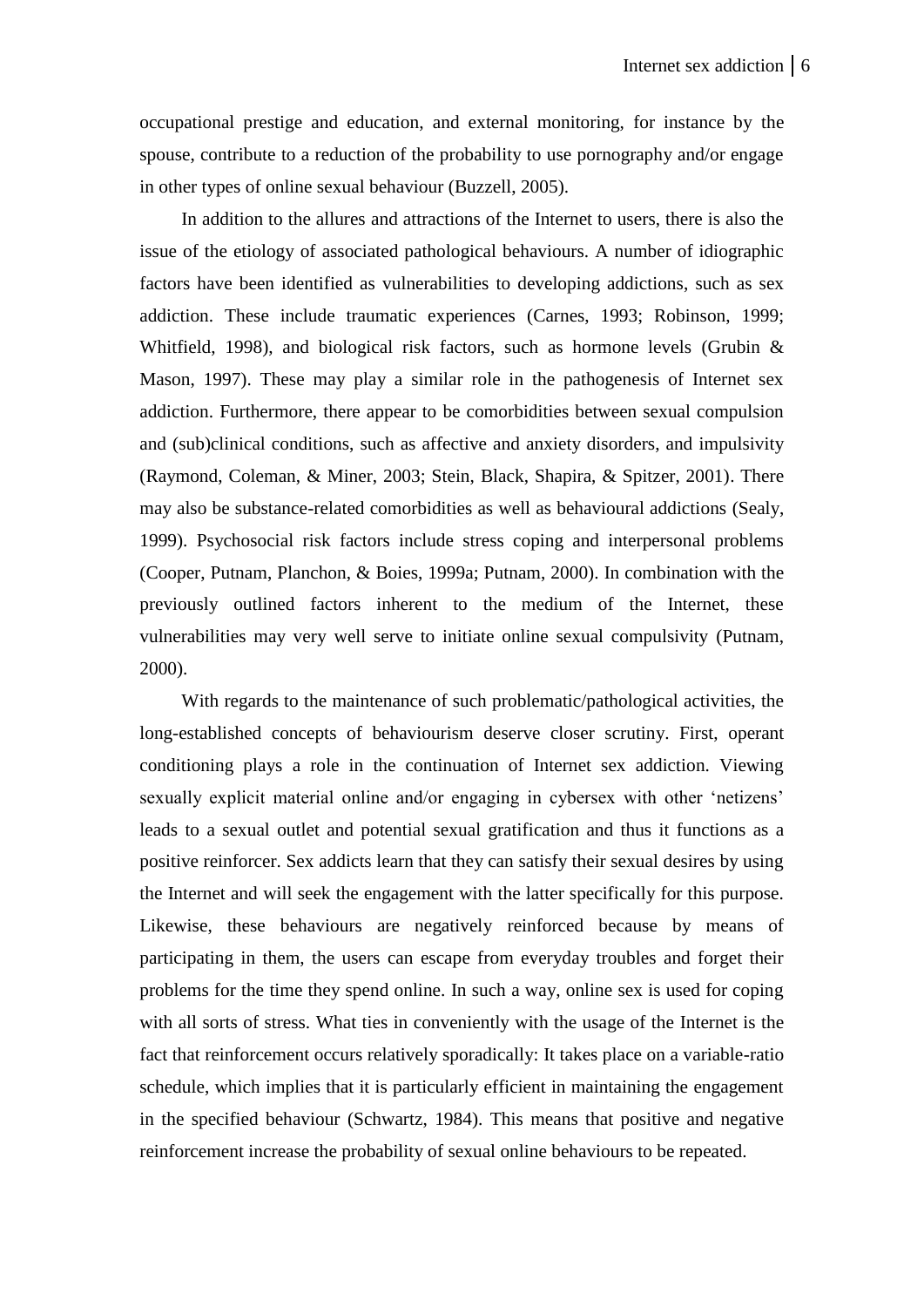occupational prestige and education, and external monitoring, for instance by the spouse, contribute to a reduction of the probability to use pornography and/or engage in other types of online sexual behaviour (Buzzell, 2005).

In addition to the allures and attractions of the Internet to users, there is also the issue of the etiology of associated pathological behaviours. A number of idiographic factors have been identified as vulnerabilities to developing addictions, such as sex addiction. These include traumatic experiences (Carnes, 1993; Robinson, 1999; Whitfield, 1998), and biological risk factors, such as hormone levels (Grubin & Mason, 1997). These may play a similar role in the pathogenesis of Internet sex addiction. Furthermore, there appear to be comorbidities between sexual compulsion and (sub)clinical conditions, such as affective and anxiety disorders, and impulsivity (Raymond, Coleman, & Miner, 2003; Stein, Black, Shapira, & Spitzer, 2001). There may also be substance-related comorbidities as well as behavioural addictions (Sealy, 1999). Psychosocial risk factors include stress coping and interpersonal problems (Cooper, Putnam, Planchon, & Boies, 1999a; Putnam, 2000). In combination with the previously outlined factors inherent to the medium of the Internet, these vulnerabilities may very well serve to initiate online sexual compulsivity (Putnam, 2000).

With regards to the maintenance of such problematic/pathological activities, the long-established concepts of behaviourism deserve closer scrutiny. First, operant conditioning plays a role in the continuation of Internet sex addiction. Viewing sexually explicit material online and/or engaging in cybersex with other 'netizens' leads to a sexual outlet and potential sexual gratification and thus it functions as a positive reinforcer. Sex addicts learn that they can satisfy their sexual desires by using the Internet and will seek the engagement with the latter specifically for this purpose. Likewise, these behaviours are negatively reinforced because by means of participating in them, the users can escape from everyday troubles and forget their problems for the time they spend online. In such a way, online sex is used for coping with all sorts of stress. What ties in conveniently with the usage of the Internet is the fact that reinforcement occurs relatively sporadically: It takes place on a variable-ratio schedule, which implies that it is particularly efficient in maintaining the engagement in the specified behaviour (Schwartz, 1984). This means that positive and negative reinforcement increase the probability of sexual online behaviours to be repeated.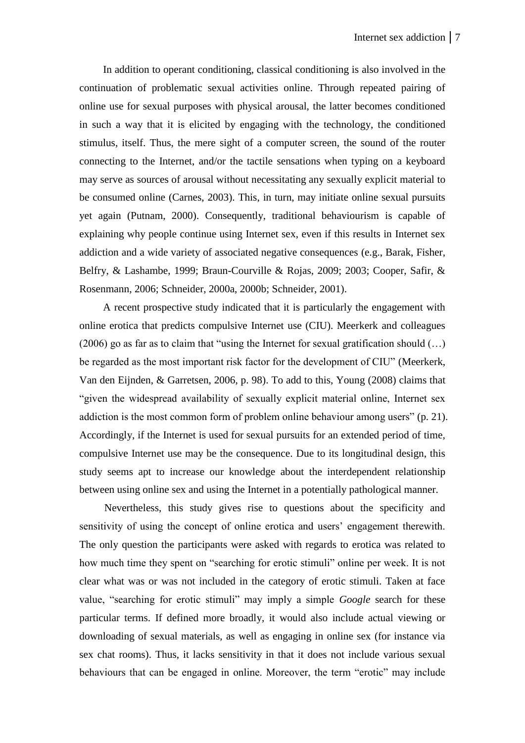In addition to operant conditioning, classical conditioning is also involved in the continuation of problematic sexual activities online. Through repeated pairing of online use for sexual purposes with physical arousal, the latter becomes conditioned in such a way that it is elicited by engaging with the technology, the conditioned stimulus, itself. Thus, the mere sight of a computer screen, the sound of the router connecting to the Internet, and/or the tactile sensations when typing on a keyboard may serve as sources of arousal without necessitating any sexually explicit material to be consumed online (Carnes, 2003). This, in turn, may initiate online sexual pursuits yet again (Putnam, 2000). Consequently, traditional behaviourism is capable of explaining why people continue using Internet sex, even if this results in Internet sex addiction and a wide variety of associated negative consequences (e.g., Barak, Fisher, Belfry, & Lashambe, 1999; Braun-Courville & Rojas, 2009; 2003; Cooper, Safir, & Rosenmann, 2006; Schneider, 2000a, 2000b; Schneider, 2001).

A recent prospective study indicated that it is particularly the engagement with online erotica that predicts compulsive Internet use (CIU). Meerkerk and colleagues (2006) go as far as to claim that "using the Internet for sexual gratification should (…) be regarded as the most important risk factor for the development of CIU" (Meerkerk, Van den Eijnden, & Garretsen, 2006, p. 98). To add to this, Young (2008) claims that "given the widespread availability of sexually explicit material online, Internet sex addiction is the most common form of problem online behaviour among users" (p. 21). Accordingly, if the Internet is used for sexual pursuits for an extended period of time, compulsive Internet use may be the consequence. Due to its longitudinal design, this study seems apt to increase our knowledge about the interdependent relationship between using online sex and using the Internet in a potentially pathological manner.

Nevertheless, this study gives rise to questions about the specificity and sensitivity of using the concept of online erotica and users' engagement therewith. The only question the participants were asked with regards to erotica was related to how much time they spent on "searching for erotic stimuli" online per week. It is not clear what was or was not included in the category of erotic stimuli. Taken at face value, "searching for erotic stimuli" may imply a simple *Google* search for these particular terms. If defined more broadly, it would also include actual viewing or downloading of sexual materials, as well as engaging in online sex (for instance via sex chat rooms). Thus, it lacks sensitivity in that it does not include various sexual behaviours that can be engaged in online. Moreover, the term "erotic" may include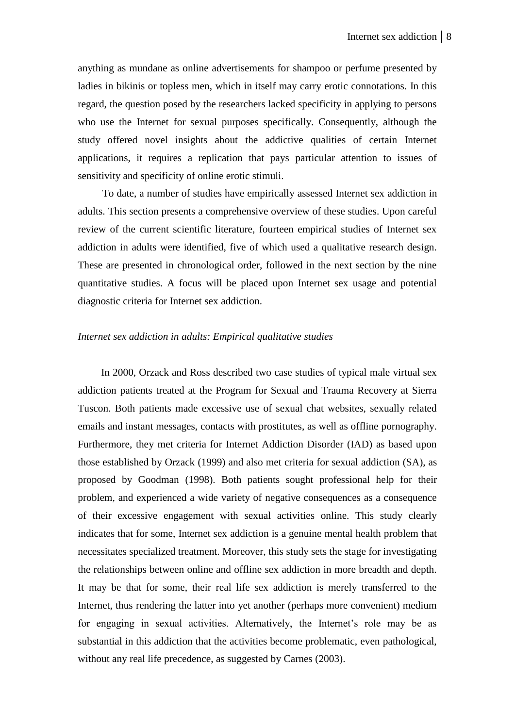anything as mundane as online advertisements for shampoo or perfume presented by ladies in bikinis or topless men, which in itself may carry erotic connotations. In this regard, the question posed by the researchers lacked specificity in applying to persons who use the Internet for sexual purposes specifically. Consequently, although the study offered novel insights about the addictive qualities of certain Internet applications, it requires a replication that pays particular attention to issues of sensitivity and specificity of online erotic stimuli.

To date, a number of studies have empirically assessed Internet sex addiction in adults. This section presents a comprehensive overview of these studies. Upon careful review of the current scientific literature, fourteen empirical studies of Internet sex addiction in adults were identified, five of which used a qualitative research design. These are presented in chronological order, followed in the next section by the nine quantitative studies. A focus will be placed upon Internet sex usage and potential diagnostic criteria for Internet sex addiction.

*Internet sex addiction in adults: Empirical qualitative studies*

In 2000, Orzack and Ross described two case studies of typical male virtual sex addiction patients treated at the Program for Sexual and Trauma Recovery at Sierra Tuscon. Both patients made excessive use of sexual chat websites, sexually related emails and instant messages, contacts with prostitutes, as well as offline pornography. Furthermore, they met criteria for Internet Addiction Disorder (IAD) as based upon those established by Orzack (1999) and also met criteria for sexual addiction (SA), as proposed by Goodman (1998). Both patients sought professional help for their problem, and experienced a wide variety of negative consequences as a consequence of their excessive engagement with sexual activities online. This study clearly indicates that for some, Internet sex addiction is a genuine mental health problem that necessitates specialized treatment. Moreover, this study sets the stage for investigating the relationships between online and offline sex addiction in more breadth and depth. It may be that for some, their real life sex addiction is merely transferred to the Internet, thus rendering the latter into yet another (perhaps more convenient) medium for engaging in sexual activities. Alternatively, the Internet's role may be as substantial in this addiction that the activities become problematic, even pathological, without any real life precedence, as suggested by Carnes (2003).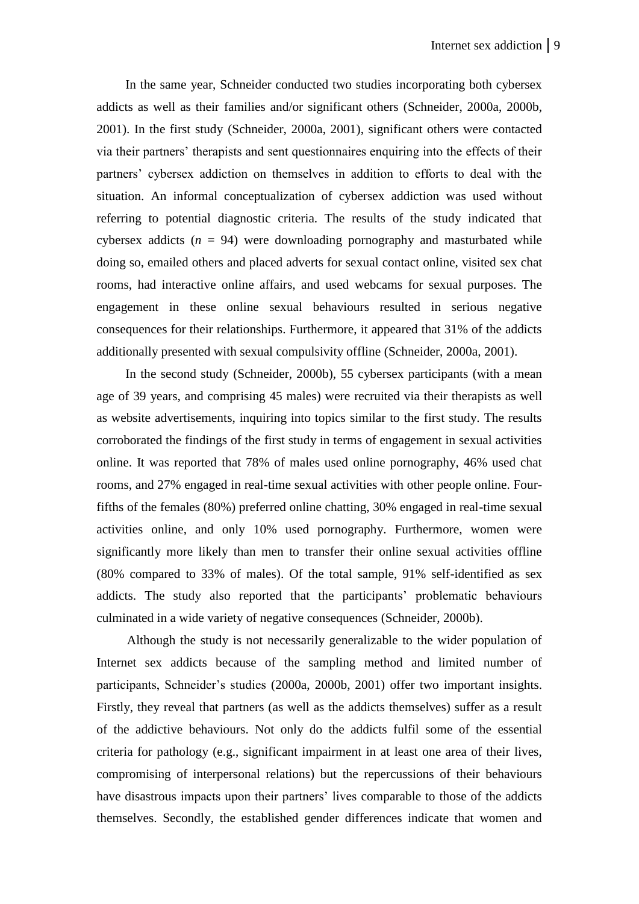In the same year, Schneider conducted two studies incorporating both cybersex addicts as well as their families and/or significant others (Schneider, 2000a, 2000b, 2001). In the first study (Schneider, 2000a, 2001), significant others were contacted via their partners' therapists and sent questionnaires enquiring into the effects of their partners' cybersex addiction on themselves in addition to efforts to deal with the situation. An informal conceptualization of cybersex addiction was used without referring to potential diagnostic criteria. The results of the study indicated that cybersex addicts ($n$ = 94) were downloading pornography and masturbated while doing so, emailed others and placed adverts for sexual contact online, visited sex chat rooms, had interactive online affairs, and used webcams for sexual purposes. The engagement in these online sexual behaviours resulted in serious negative consequences for their relationships. Furthermore, it appeared that 31% of the addicts additionally presented with sexual compulsivity offline (Schneider, 2000a, 2001).

In the second study (Schneider, 2000b), 55 cybersex participants (with a mean age of 39 years, and comprising 45 males) were recruited via their therapists as well as website advertisements, inquiring into topics similar to the first study. The results corroborated the findings of the first study in terms of engagement in sexual activities online. It was reported that 78% of males used online pornography, 46% used chat rooms, and 27% engaged in real-time sexual activities with other people online. Four-fifths of the females (80%) preferred online chatting, 30% engaged in real-time sexual activities online, and only 10% used pornography. Furthermore, women were significantly more likely than men to transfer their online sexual activities offline (80% compared to 33% of males). Of the total sample, 91% self-identified as sex addicts. The study also reported that the participants' problematic behaviours culminated in a wide variety of negative consequences (Schneider, 2000b).

Although the study is not necessarily generalizable to the wider population of Internet sex addicts because of the sampling method and limited number of participants, Schneider's studies (2000a, 2000b, 2001) offer two important insights. Firstly, they reveal that partners (as well as the addicts themselves) suffer as a result of the addictive behaviours. Not only do the addicts fulfil some of the essential criteria for pathology (e.g., significant impairment in at least one area of their lives, compromising of interpersonal relations) but the repercussions of their behaviours have disastrous impacts upon their partners' lives comparable to those of the addicts themselves. Secondly, the established gender differences indicate that women and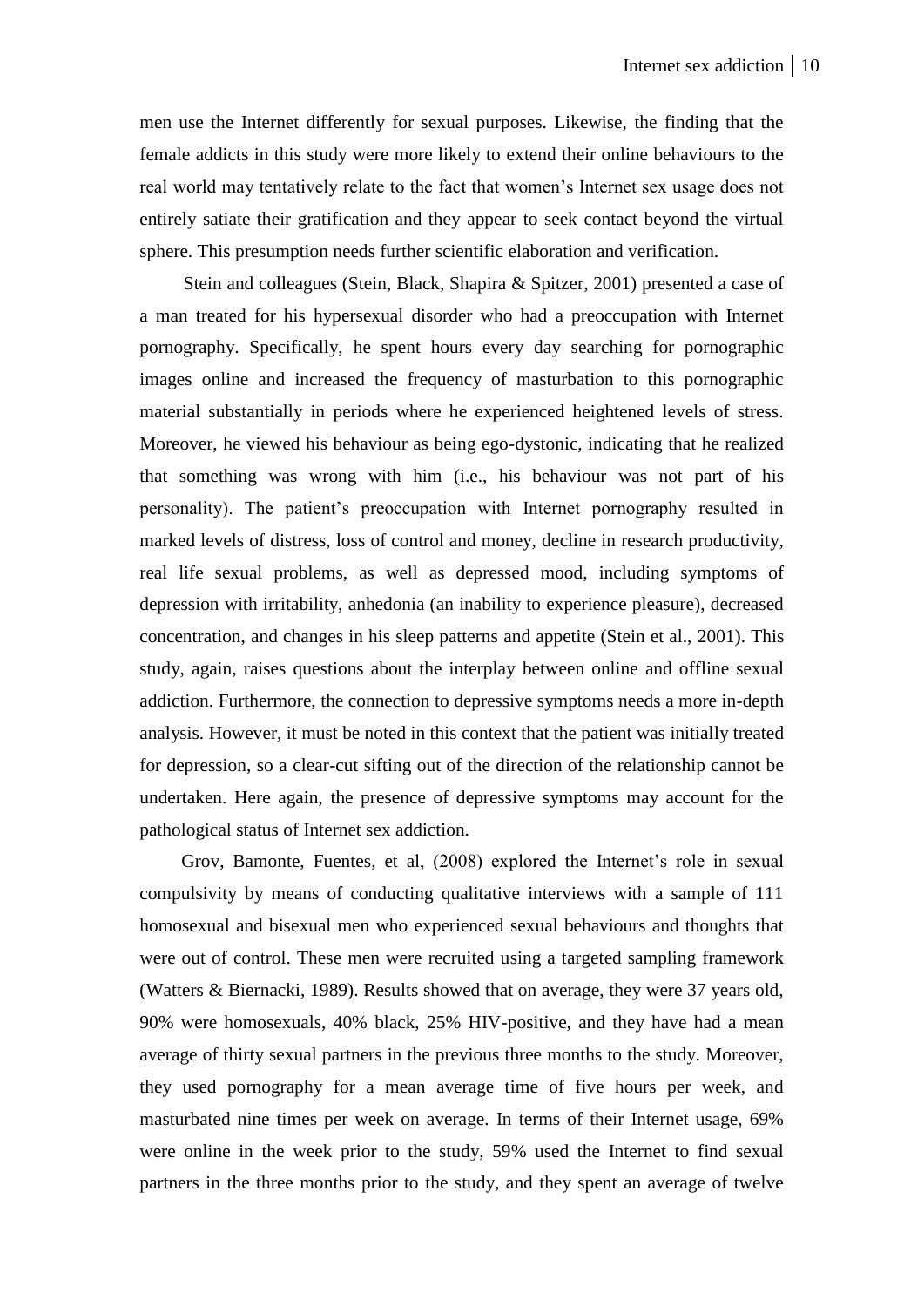men use the Internet differently for sexual purposes. Likewise, the finding that the female addicts in this study were more likely to extend their online behaviours to the real world may tentatively relate to the fact that women's Internet sex usage does not entirely satiate their gratification and they appear to seek contact beyond the virtual sphere. This presumption needs further scientific elaboration and verification.

Stein and colleagues (Stein, Black, Shapira & Spitzer, 2001) presented a case of a man treated for his hypersexual disorder who had a preoccupation with Internet pornography. Specifically, he spent hours every day searching for pornographic images online and increased the frequency of masturbation to this pornographic material substantially in periods where he experienced heightened levels of stress. Moreover, he viewed his behaviour as being ego-dystonic, indicating that he realized that something was wrong with him (i.e., his behaviour was not part of his personality). The patient's preoccupation with Internet pornography resulted in marked levels of distress, loss of control and money, decline in research productivity, real life sexual problems, as well as depressed mood, including symptoms of depression with irritability, anhedonia (an inability to experience pleasure), decreased concentration, and changes in his sleep patterns and appetite (Stein et al., 2001). This study, again, raises questions about the interplay between online and offline sexual addiction. Furthermore, the connection to depressive symptoms needs a more in-depth analysis. However, it must be noted in this context that the patient was initially treated for depression, so a clear-cut sifting out of the direction of the relationship cannot be undertaken. Here again, the presence of depressive symptoms may account for the pathological status of Internet sex addiction.

Grov, Bamonte, Fuentes, et al, (2008) explored the Internet's role in sexual compulsivity by means of conducting qualitative interviews with a sample of 111 homosexual and bisexual men who experienced sexual behaviours and thoughts that were out of control. These men were recruited using a targeted sampling framework (Watters & Biernacki, 1989). Results showed that on average, they were 37 years old, 90% were homosexuals, 40% black, 25% HIV-positive, and they have had a mean average of thirty sexual partners in the previous three months to the study. Moreover, they used pornography for a mean average time of five hours per week, and masturbated nine times per week on average. In terms of their Internet usage, 69% were online in the week prior to the study, 59% used the Internet to find sexual partners in the three months prior to the study, and they spent an average of twelve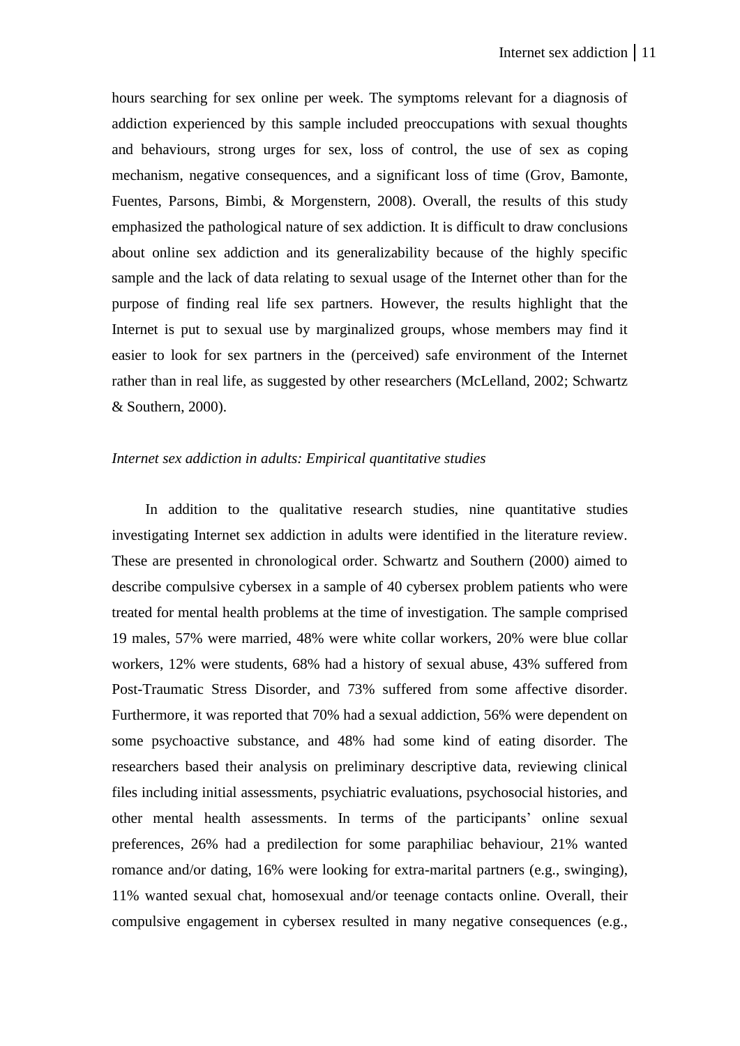hours searching for sex online per week. The symptoms relevant for a diagnosis of addiction experienced by this sample included preoccupations with sexual thoughts and behaviours, strong urges for sex, loss of control, the use of sex as coping mechanism, negative consequences, and a significant loss of time (Grov, Bamonte, Fuentes, Parsons, Bimbi, & Morgenstern, 2008). Overall, the results of this study emphasized the pathological nature of sex addiction. It is difficult to draw conclusions about online sex addiction and its generalizability because of the highly specific sample and the lack of data relating to sexual usage of the Internet other than for the purpose of finding real life sex partners. However, the results highlight that the Internet is put to sexual use by marginalized groups, whose members may find it easier to look for sex partners in the (perceived) safe environment of the Internet rather than in real life, as suggested by other researchers (McLelland, 2002; Schwartz & Southern, 2000).

*Internet sex addiction in adults: Empirical quantitative studies*

In addition to the qualitative research studies, nine quantitative studies investigating Internet sex addiction in adults were identified in the literature review. These are presented in chronological order. Schwartz and Southern (2000) aimed to describe compulsive cybersex in a sample of 40 cybersex problem patients who were treated for mental health problems at the time of investigation. The sample comprised 19 males, 57% were married, 48% were white collar workers, 20% were blue collar workers, 12% were students, 68% had a history of sexual abuse, 43% suffered from Post-Traumatic Stress Disorder, and 73% suffered from some affective disorder. Furthermore, it was reported that 70% had a sexual addiction, 56% were dependent on some psychoactive substance, and 48% had some kind of eating disorder. The researchers based their analysis on preliminary descriptive data, reviewing clinical files including initial assessments, psychiatric evaluations, psychosocial histories, and other mental health assessments. In terms of the participants' online sexual preferences, 26% had a predilection for some paraphiliac behaviour, 21% wanted romance and/or dating, 16% were looking for extra-marital partners (e.g., swinging), 11% wanted sexual chat, homosexual and/or teenage contacts online. Overall, their compulsive engagement in cybersex resulted in many negative consequences (e.g.,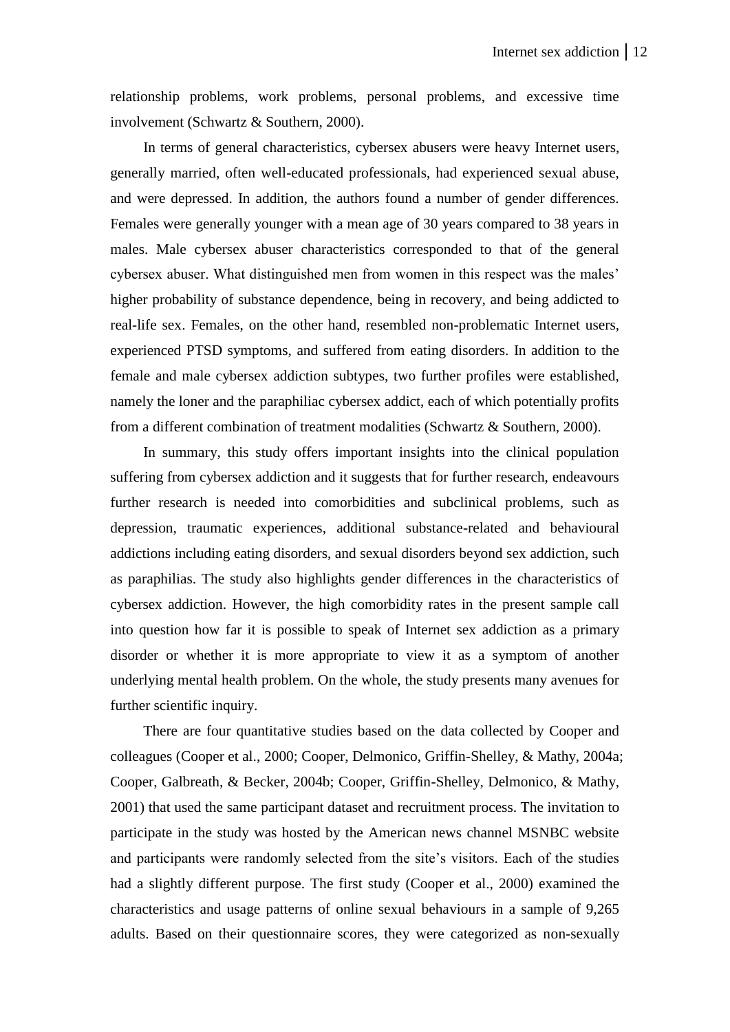relationship problems, work problems, personal problems, and excessive time involvement (Schwartz & Southern, 2000).

In terms of general characteristics, cybersex abusers were heavy Internet users, generally married, often well-educated professionals, had experienced sexual abuse, and were depressed. In addition, the authors found a number of gender differences. Females were generally younger with a mean age of 30 years compared to 38 years in males. Male cybersex abuser characteristics corresponded to that of the general cybersex abuser. What distinguished men from women in this respect was the males' higher probability of substance dependence, being in recovery, and being addicted to real-life sex. Females, on the other hand, resembled non-problematic Internet users, experienced PTSD symptoms, and suffered from eating disorders. In addition to the female and male cybersex addiction subtypes, two further profiles were established, namely the loner and the paraphiliac cybersex addict, each of which potentially profits from a different combination of treatment modalities (Schwartz & Southern, 2000).

In summary, this study offers important insights into the clinical population suffering from cybersex addiction and it suggests that for further research, endeavours further research is needed into comorbidities and subclinical problems, such as depression, traumatic experiences, additional substance-related and behavioural addictions including eating disorders, and sexual disorders beyond sex addiction, such as paraphilias. The study also highlights gender differences in the characteristics of cybersex addiction. However, the high comorbidity rates in the present sample call into question how far it is possible to speak of Internet sex addiction as a primary disorder or whether it is more appropriate to view it as a symptom of another underlying mental health problem. On the whole, the study presents many avenues for further scientific inquiry.

There are four quantitative studies based on the data collected by Cooper and colleagues (Cooper et al., 2000; Cooper, Delmonico, Griffin-Shelley, & Mathy, 2004a; Cooper, Galbreath, & Becker, 2004b; Cooper, Griffin-Shelley, Delmonico, & Mathy, 2001) that used the same participant dataset and recruitment process. The invitation to participate in the study was hosted by the American news channel MSNBC website and participants were randomly selected from the site's visitors. Each of the studies had a slightly different purpose. The first study (Cooper et al., 2000) examined the characteristics and usage patterns of online sexual behaviours in a sample of 9,265 adults. Based on their questionnaire scores, they were categorized as non-sexually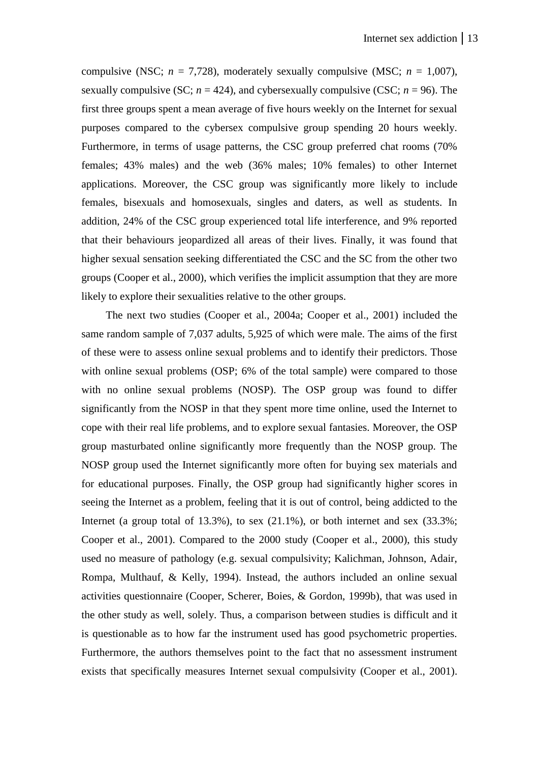compulsive (NSC; *n* = 7,728), moderately sexually compulsive (MSC; *n* = 1,007), sexually compulsive (SC; *n* = 424), and cybersexually compulsive (CSC; *n* = 96). The first three groups spent a mean average of five hours weekly on the Internet for sexual purposes compared to the cybersex compulsive group spending 20 hours weekly. Furthermore, in terms of usage patterns, the CSC group preferred chat rooms (70% females; 43% males) and the web (36% males; 10% females) to other Internet applications. Moreover, the CSC group was significantly more likely to include females, bisexuals and homosexuals, singles and daters, as well as students. In addition, 24% of the CSC group experienced total life interference, and 9% reported that their behaviours jeopardized all areas of their lives. Finally, it was found that higher sexual sensation seeking differentiated the CSC and the SC from the other two groups (Cooper et al., 2000), which verifies the implicit assumption that they are more likely to explore their sexualities relative to the other groups.

The next two studies (Cooper et al., 2004a; Cooper et al., 2001) included the same random sample of 7,037 adults, 5,925 of which were male. The aims of the first of these were to assess online sexual problems and to identify their predictors. Those with online sexual problems (OSP; 6% of the total sample) were compared to those with no online sexual problems (NOSP). The OSP group was found to differ significantly from the NOSP in that they spent more time online, used the Internet to cope with their real life problems, and to explore sexual fantasies. Moreover, the OSP group masturbated online significantly more frequently than the NOSP group. The NOSP group used the Internet significantly more often for buying sex materials and for educational purposes. Finally, the OSP group had significantly higher scores in seeing the Internet as a problem, feeling that it is out of control, being addicted to the Internet (a group total of 13.3%), to sex (21.1%), or both internet and sex (33.3%; Cooper et al., 2001). Compared to the 2000 study (Cooper et al., 2000), this study used no measure of pathology (e.g. sexual compulsivity; Kalichman, Johnson, Adair, Rompa, Multhauf, & Kelly, 1994). Instead, the authors included an online sexual activities questionnaire (Cooper, Scherer, Boies, & Gordon, 1999b), that was used in the other study as well, solely. Thus, a comparison between studies is difficult and it is questionable as to how far the instrument used has good psychometric properties. Furthermore, the authors themselves point to the fact that no assessment instrument exists that specifically measures Internet sexual compulsivity (Cooper et al., 2001).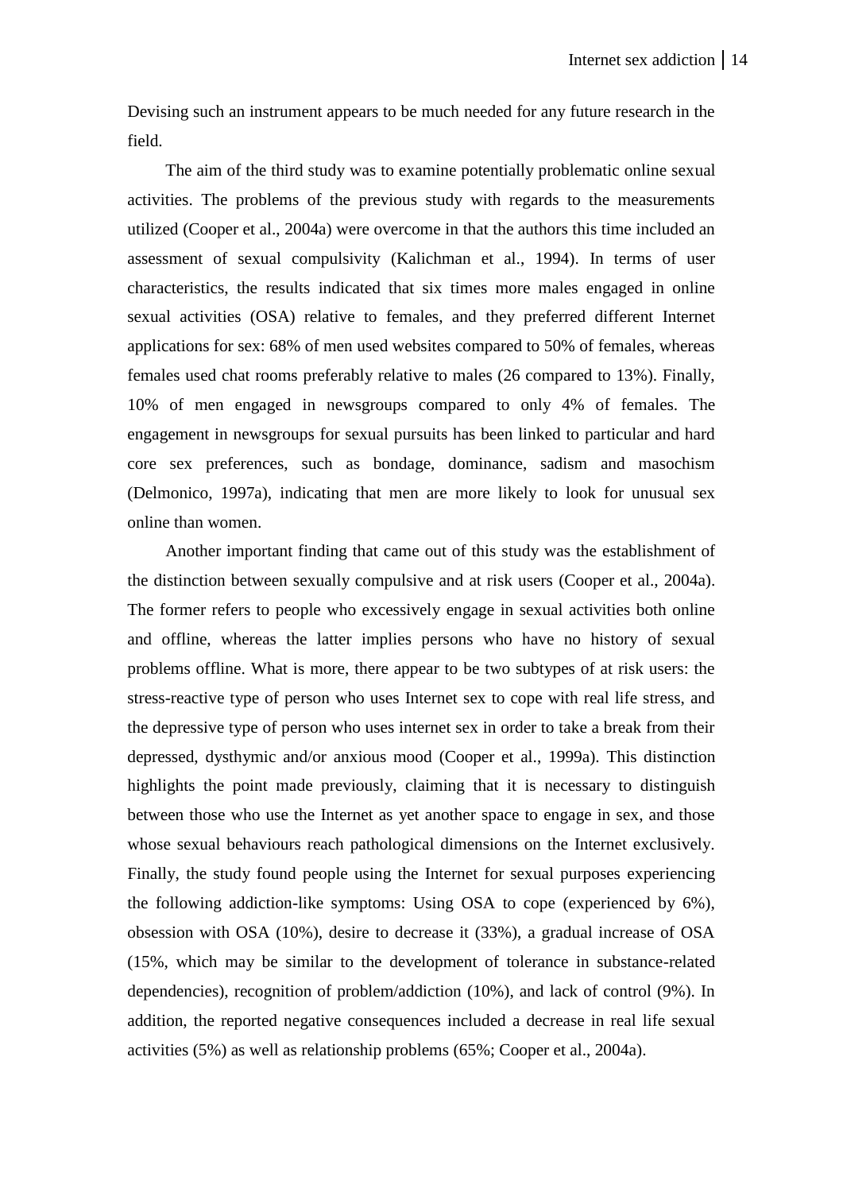Devising such an instrument appears to be much needed for any future research in the field.

The aim of the third study was to examine potentially problematic online sexual activities. The problems of the previous study with regards to the measurements utilized (Cooper et al., 2004a) were overcome in that the authors this time included an assessment of sexual compulsivity (Kalichman et al., 1994). In terms of user characteristics, the results indicated that six times more males engaged in online sexual activities (OSA) relative to females, and they preferred different Internet applications for sex: 68% of men used websites compared to 50% of females, whereas females used chat rooms preferably relative to males (26 compared to 13%). Finally, 10% of men engaged in newsgroups compared to only 4% of females. The engagement in newsgroups for sexual pursuits has been linked to particular and hard core sex preferences, such as bondage, dominance, sadism and masochism (Delmonico, 1997a), indicating that men are more likely to look for unusual sex online than women.

Another important finding that came out of this study was the establishment of the distinction between sexually compulsive and at risk users (Cooper et al., 2004a). The former refers to people who excessively engage in sexual activities both online and offline, whereas the latter implies persons who have no history of sexual problems offline. What is more, there appear to be two subtypes of at risk users: the stress-reactive type of person who uses Internet sex to cope with real life stress, and the depressive type of person who uses internet sex in order to take a break from their depressed, dysthymic and/or anxious mood (Cooper et al., 1999a). This distinction highlights the point made previously, claiming that it is necessary to distinguish between those who use the Internet as yet another space to engage in sex, and those whose sexual behaviours reach pathological dimensions on the Internet exclusively. Finally, the study found people using the Internet for sexual purposes experiencing the following addiction-like symptoms: Using OSA to cope (experienced by 6%), obsession with OSA (10%), desire to decrease it (33%), a gradual increase of OSA (15%, which may be similar to the development of tolerance in substance-related dependencies), recognition of problem/addiction (10%), and lack of control (9%). In addition, the reported negative consequences included a decrease in real life sexual activities (5%) as well as relationship problems (65%; Cooper et al., 2004a).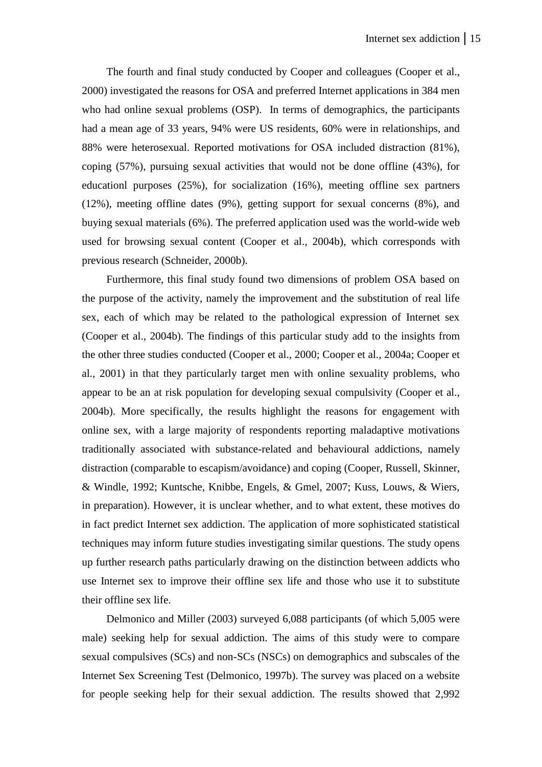The fourth and final study conducted by Cooper and colleagues (Cooper et al., 2000) investigated the reasons for OSA and preferred Internet applications in 384 men who had online sexual problems (OSP). In terms of demographics, the participants had a mean age of 33 years, 94% were US residents, 60% were in relationships, and 88% were heterosexual. Reported motivations for OSA included distraction (81%), coping (57%), pursuing sexual activities that would not be done offline (43%), for educationl purposes (25%), for socialization (16%), meeting offline sex partners (12%), meeting offline dates (9%), getting support for sexual concerns (8%), and buying sexual materials (6%). The preferred application used was the world-wide web used for browsing sexual content (Cooper et al., 2004b), which corresponds with previous research (Schneider, 2000b).

Furthermore, this final study found two dimensions of problem OSA based on the purpose of the activity, namely the improvement and the substitution of real life sex, each of which may be related to the pathological expression of Internet sex (Cooper et al., 2004b). The findings of this particular study add to the insights from the other three studies conducted (Cooper et al., 2000; Cooper et al., 2004a; Cooper et al., 2001) in that they particularly target men with online sexuality problems, who appear to be an at risk population for developing sexual compulsivity (Cooper et al., 2004b). More specifically, the results highlight the reasons for engagement with online sex, with a large majority of respondents reporting maladaptive motivations traditionally associated with substance-related and behavioural addictions, namely distraction (comparable to escapism/avoidance) and coping (Cooper, Russell, Skinner, & Windle, 1992; Kuntsche, Knibbe, Engels, & Gmel, 2007; Kuss, Louws, & Wiers, in preparation). However, it is unclear whether, and to what extent, these motives do in fact predict Internet sex addiction. The application of more sophisticated statistical techniques may inform future studies investigating similar questions. The study opens up further research paths particularly drawing on the distinction between addicts who use Internet sex to improve their offline sex life and those who use it to substitute their offline sex life.

Delmonico and Miller (2003) surveyed 6,088 participants (of which 5,005 were male) seeking help for sexual addiction. The aims of this study were to compare sexual compulsives (SCs) and non-SCs (NSCs) on demographics and subscales of the Internet Sex Screening Test (Delmonico, 1997b). The survey was placed on a website for people seeking help for their sexual addiction. The results showed that 2,992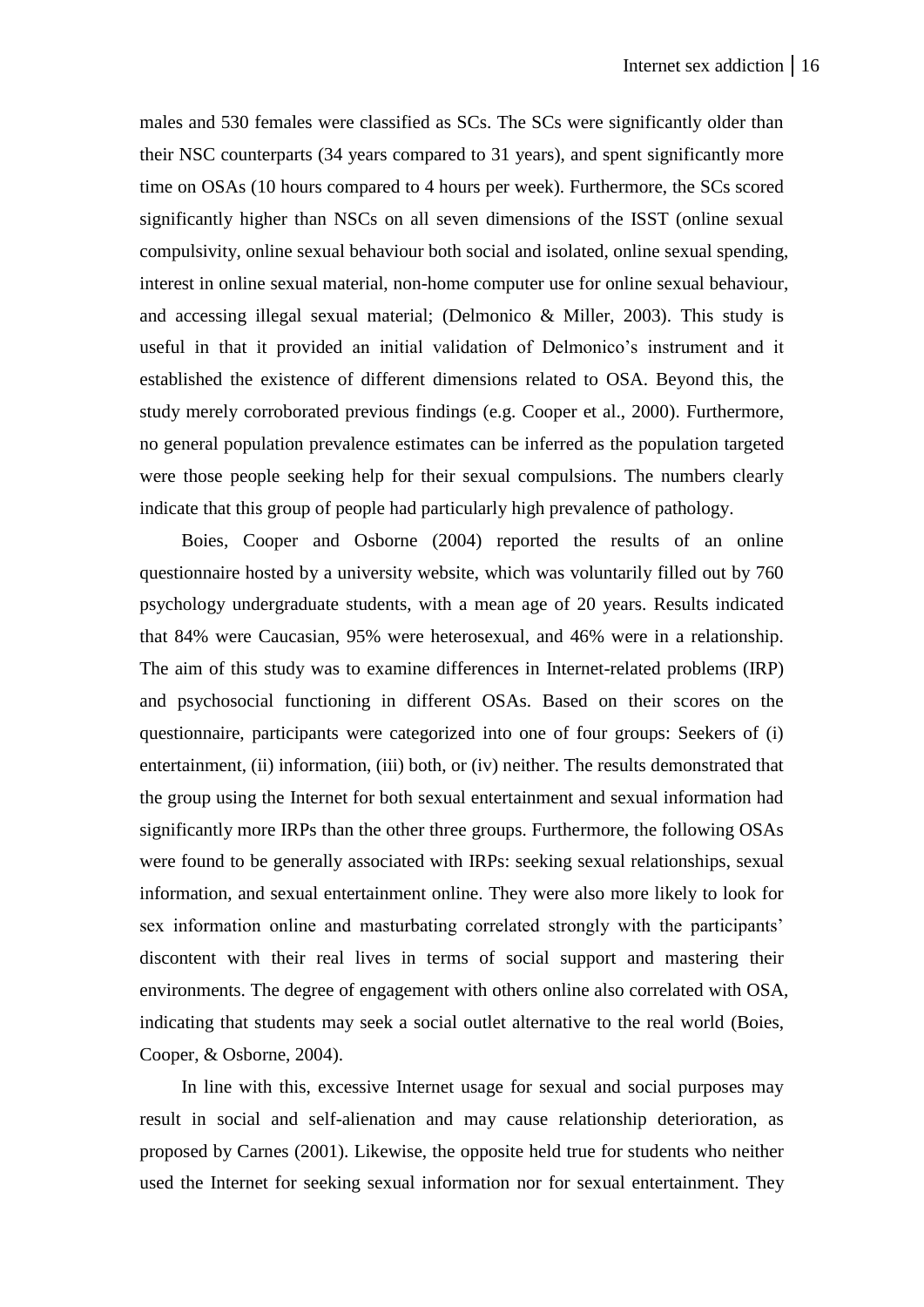males and 530 females were classified as SCs. The SCs were significantly older than their NSC counterparts (34 years compared to 31 years), and spent significantly more time on OSAs (10 hours compared to 4 hours per week). Furthermore, the SCs scored significantly higher than NSCs on all seven dimensions of the ISST (online sexual compulsivity, online sexual behaviour both social and isolated, online sexual spending, interest in online sexual material, non-home computer use for online sexual behaviour, and accessing illegal sexual material; (Delmonico & Miller, 2003). This study is useful in that it provided an initial validation of Delmonico's instrument and it established the existence of different dimensions related to OSA. Beyond this, the study merely corroborated previous findings (e.g. Cooper et al., 2000). Furthermore, no general population prevalence estimates can be inferred as the population targeted were those people seeking help for their sexual compulsions. The numbers clearly indicate that this group of people had particularly high prevalence of pathology.

Boies, Cooper and Osborne (2004) reported the results of an online questionnaire hosted by a university website, which was voluntarily filled out by 760 psychology undergraduate students, with a mean age of 20 years. Results indicated that 84% were Caucasian, 95% were heterosexual, and 46% were in a relationship. The aim of this study was to examine differences in Internet-related problems (IRP) and psychosocial functioning in different OSAs. Based on their scores on the questionnaire, participants were categorized into one of four groups: Seekers of (i) entertainment, (ii) information, (iii) both, or (iv) neither. The results demonstrated that the group using the Internet for both sexual entertainment and sexual information had significantly more IRPs than the other three groups. Furthermore, the following OSAs were found to be generally associated with IRPs: seeking sexual relationships, sexual information, and sexual entertainment online. They were also more likely to look for sex information online and masturbating correlated strongly with the participants' discontent with their real lives in terms of social support and mastering their environments. The degree of engagement with others online also correlated with OSA, indicating that students may seek a social outlet alternative to the real world (Boies, Cooper, & Osborne, 2004).

In line with this, excessive Internet usage for sexual and social purposes may result in social and self-alienation and may cause relationship deterioration, as proposed by Carnes (2001). Likewise, the opposite held true for students who neither used the Internet for seeking sexual information nor for sexual entertainment. They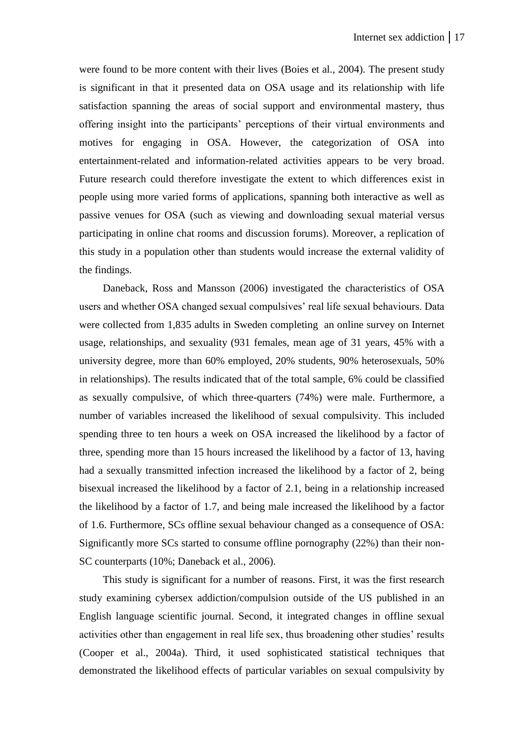were found to be more content with their lives (Boies et al., 2004). The present study is significant in that it presented data on OSA usage and its relationship with life satisfaction spanning the areas of social support and environmental mastery, thus offering insight into the participants' perceptions of their virtual environments and motives for engaging in OSA. However, the categorization of OSA into entertainment-related and information-related activities appears to be very broad. Future research could therefore investigate the extent to which differences exist in people using more varied forms of applications, spanning both interactive as well as passive venues for OSA (such as viewing and downloading sexual material versus participating in online chat rooms and discussion forums). Moreover, a replication of this study in a population other than students would increase the external validity of the findings.

Daneback, Ross and Mansson (2006) investigated the characteristics of OSA users and whether OSA changed sexual compulsives' real life sexual behaviours. Data were collected from 1,835 adults in Sweden completing an online survey on Internet usage, relationships, and sexuality (931 females, mean age of 31 years, 45% with a university degree, more than 60% employed, 20% students, 90% heterosexuals, 50% in relationships). The results indicated that of the total sample, 6% could be classified as sexually compulsive, of which three-quarters (74%) were male. Furthermore, a number of variables increased the likelihood of sexual compulsivity. This included spending three to ten hours a week on OSA increased the likelihood by a factor of three, spending more than 15 hours increased the likelihood by a factor of 13, having had a sexually transmitted infection increased the likelihood by a factor of 2, being bisexual increased the likelihood by a factor of 2.1, being in a relationship increased the likelihood by a factor of 1.7, and being male increased the likelihood by a factor of 1.6. Furthermore, SCs offline sexual behaviour changed as a consequence of OSA: Significantly more SCs started to consume offline pornography (22%) than their non-SC counterparts (10%; Daneback et al., 2006).

This study is significant for a number of reasons. First, it was the first research study examining cybersex addiction/compulsion outside of the US published in an English language scientific journal. Second, it integrated changes in offline sexual activities other than engagement in real life sex, thus broadening other studies' results (Cooper et al., 2004a). Third, it used sophisticated statistical techniques that demonstrated the likelihood effects of particular variables on sexual compulsivity by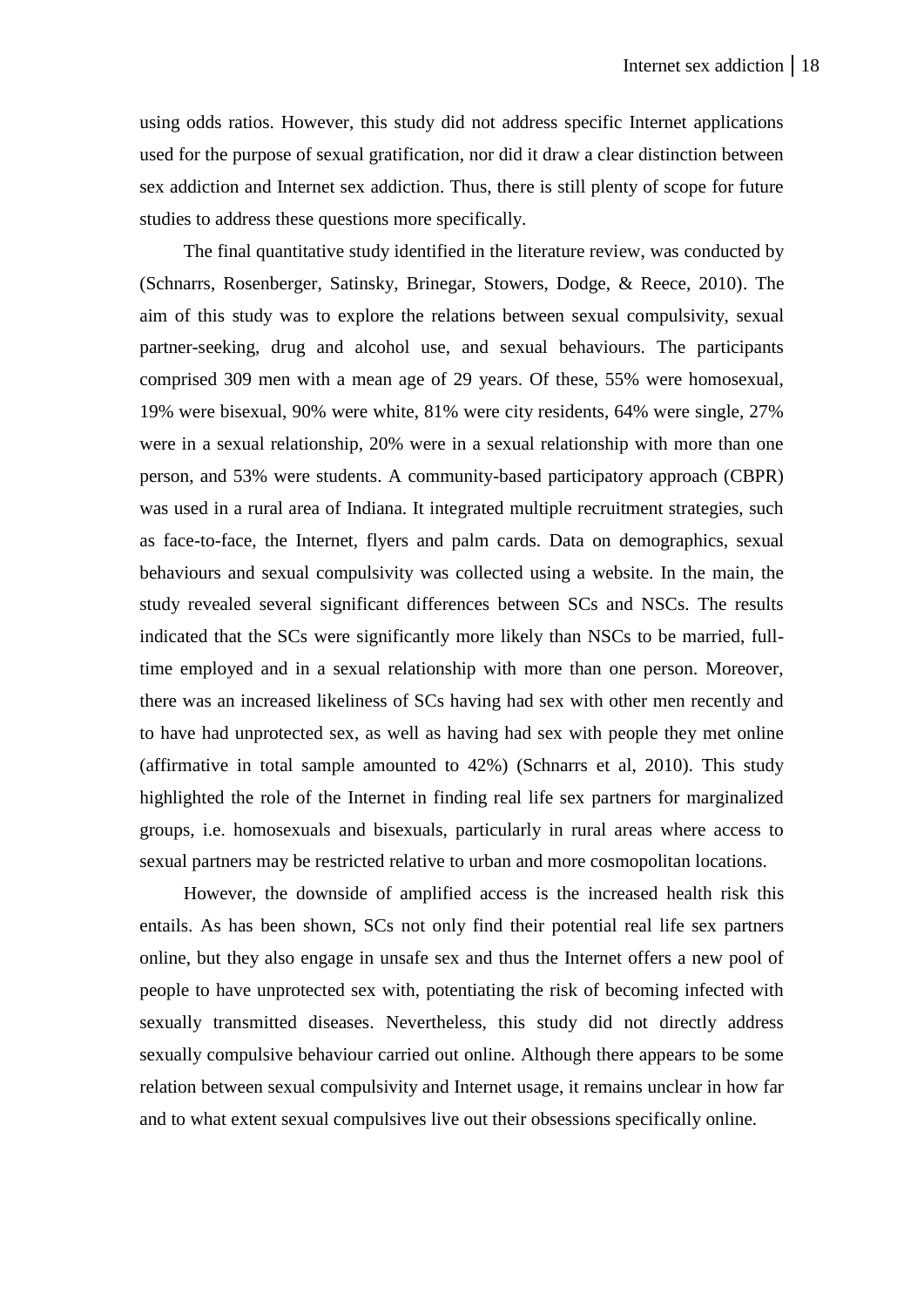using odds ratios. However, this study did not address specific Internet applications used for the purpose of sexual gratification, nor did it draw a clear distinction between sex addiction and Internet sex addiction. Thus, there is still plenty of scope for future studies to address these questions more specifically.

The final quantitative study identified in the literature review, was conducted by (Schnarrs, Rosenberger, Satinsky, Brinegar, Stowers, Dodge, & Reece, 2010). The aim of this study was to explore the relations between sexual compulsivity, sexual partner-seeking, drug and alcohol use, and sexual behaviours. The participants comprised 309 men with a mean age of 29 years. Of these, 55% were homosexual, 19% were bisexual, 90% were white, 81% were city residents, 64% were single, 27% were in a sexual relationship, 20% were in a sexual relationship with more than one person, and 53% were students. A community-based participatory approach (CBPR) was used in a rural area of Indiana. It integrated multiple recruitment strategies, such as face-to-face, the Internet, flyers and palm cards. Data on demographics, sexual behaviours and sexual compulsivity was collected using a website. In the main, the study revealed several significant differences between SCs and NSCs. The results indicated that the SCs were significantly more likely than NSCs to be married, full-time employed and in a sexual relationship with more than one person. Moreover, there was an increased likeliness of SCs having had sex with other men recently and to have had unprotected sex, as well as having had sex with people they met online (affirmative in total sample amounted to 42%) (Schnarrs et al, 2010). This study highlighted the role of the Internet in finding real life sex partners for marginalized groups, i.e. homosexuals and bisexuals, particularly in rural areas where access to sexual partners may be restricted relative to urban and more cosmopolitan locations.

However, the downside of amplified access is the increased health risk this entails. As has been shown, SCs not only find their potential real life sex partners online, but they also engage in unsafe sex and thus the Internet offers a new pool of people to have unprotected sex with, potentiating the risk of becoming infected with sexually transmitted diseases. Nevertheless, this study did not directly address sexually compulsive behaviour carried out online. Although there appears to be some relation between sexual compulsivity and Internet usage, it remains unclear in how far and to what extent sexual compulsives live out their obsessions specifically online.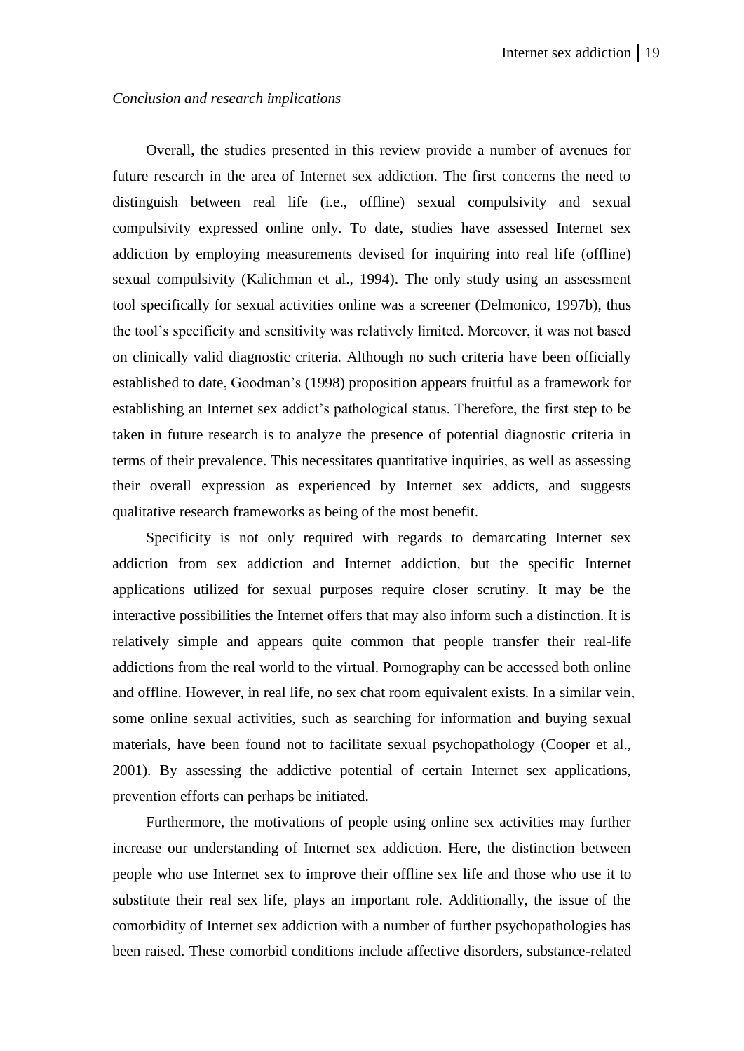*Conclusion and research implications*

Overall, the studies presented in this review provide a number of avenues for future research in the area of Internet sex addiction. The first concerns the need to distinguish between real life (i.e., offline) sexual compulsivity and sexual compulsivity expressed online only. To date, studies have assessed Internet sex addiction by employing measurements devised for inquiring into real life (offline) sexual compulsivity (Kalichman et al., 1994). The only study using an assessment tool specifically for sexual activities online was a screener (Delmonico, 1997b), thus the tool's specificity and sensitivity was relatively limited. Moreover, it was not based on clinically valid diagnostic criteria. Although no such criteria have been officially established to date, Goodman's (1998) proposition appears fruitful as a framework for establishing an Internet sex addict's pathological status. Therefore, the first step to be taken in future research is to analyze the presence of potential diagnostic criteria in terms of their prevalence. This necessitates quantitative inquiries, as well as assessing their overall expression as experienced by Internet sex addicts, and suggests qualitative research frameworks as being of the most benefit.

Specificity is not only required with regards to demarcating Internet sex addiction from sex addiction and Internet addiction, but the specific Internet applications utilized for sexual purposes require closer scrutiny. It may be the interactive possibilities the Internet offers that may also inform such a distinction. It is relatively simple and appears quite common that people transfer their real-life addictions from the real world to the virtual. Pornography can be accessed both online and offline. However, in real life, no sex chat room equivalent exists. In a similar vein, some online sexual activities, such as searching for information and buying sexual materials, have been found not to facilitate sexual psychopathology (Cooper et al., 2001). By assessing the addictive potential of certain Internet sex applications, prevention efforts can perhaps be initiated.

Furthermore, the motivations of people using online sex activities may further increase our understanding of Internet sex addiction. Here, the distinction between people who use Internet sex to improve their offline sex life and those who use it to substitute their real sex life, plays an important role. Additionally, the issue of the comorbidity of Internet sex addiction with a number of further psychopathologies has been raised. These comorbid conditions include affective disorders, substance-related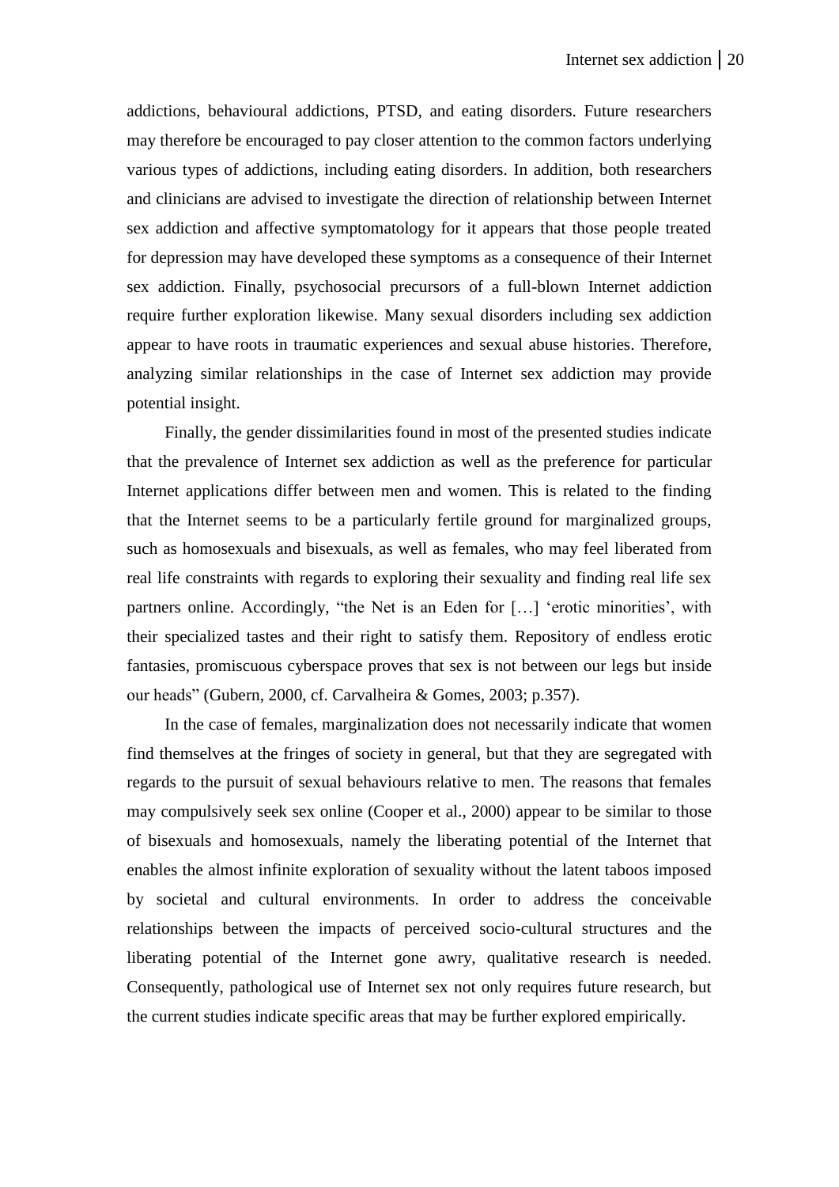addictions, behavioural addictions, PTSD, and eating disorders. Future researchers may therefore be encouraged to pay closer attention to the common factors underlying various types of addictions, including eating disorders. In addition, both researchers and clinicians are advised to investigate the direction of relationship between Internet sex addiction and affective symptomatology for it appears that those people treated for depression may have developed these symptoms as a consequence of their Internet sex addiction. Finally, psychosocial precursors of a full-blown Internet addiction require further exploration likewise. Many sexual disorders including sex addiction appear to have roots in traumatic experiences and sexual abuse histories. Therefore, analyzing similar relationships in the case of Internet sex addiction may provide potential insight.

Finally, the gender dissimilarities found in most of the presented studies indicate that the prevalence of Internet sex addiction as well as the preference for particular Internet applications differ between men and women. This is related to the finding that the Internet seems to be a particularly fertile ground for marginalized groups, such as homosexuals and bisexuals, as well as females, who may feel liberated from real life constraints with regards to exploring their sexuality and finding real life sex partners online. Accordingly, "the Net is an Eden for […] 'erotic minorities', with their specialized tastes and their right to satisfy them. Repository of endless erotic fantasies, promiscuous cyberspace proves that sex is not between our legs but inside our heads" (Gubern, 2000, cf. Carvalheira & Gomes, 2003; p.357).

In the case of females, marginalization does not necessarily indicate that women find themselves at the fringes of society in general, but that they are segregated with regards to the pursuit of sexual behaviours relative to men. The reasons that females may compulsively seek sex online (Cooper et al., 2000) appear to be similar to those of bisexuals and homosexuals, namely the liberating potential of the Internet that enables the almost infinite exploration of sexuality without the latent taboos imposed by societal and cultural environments. In order to address the conceivable relationships between the impacts of perceived socio-cultural structures and the liberating potential of the Internet gone awry, qualitative research is needed. Consequently, pathological use of Internet sex not only requires future research, but the current studies indicate specific areas that may be further explored empirically.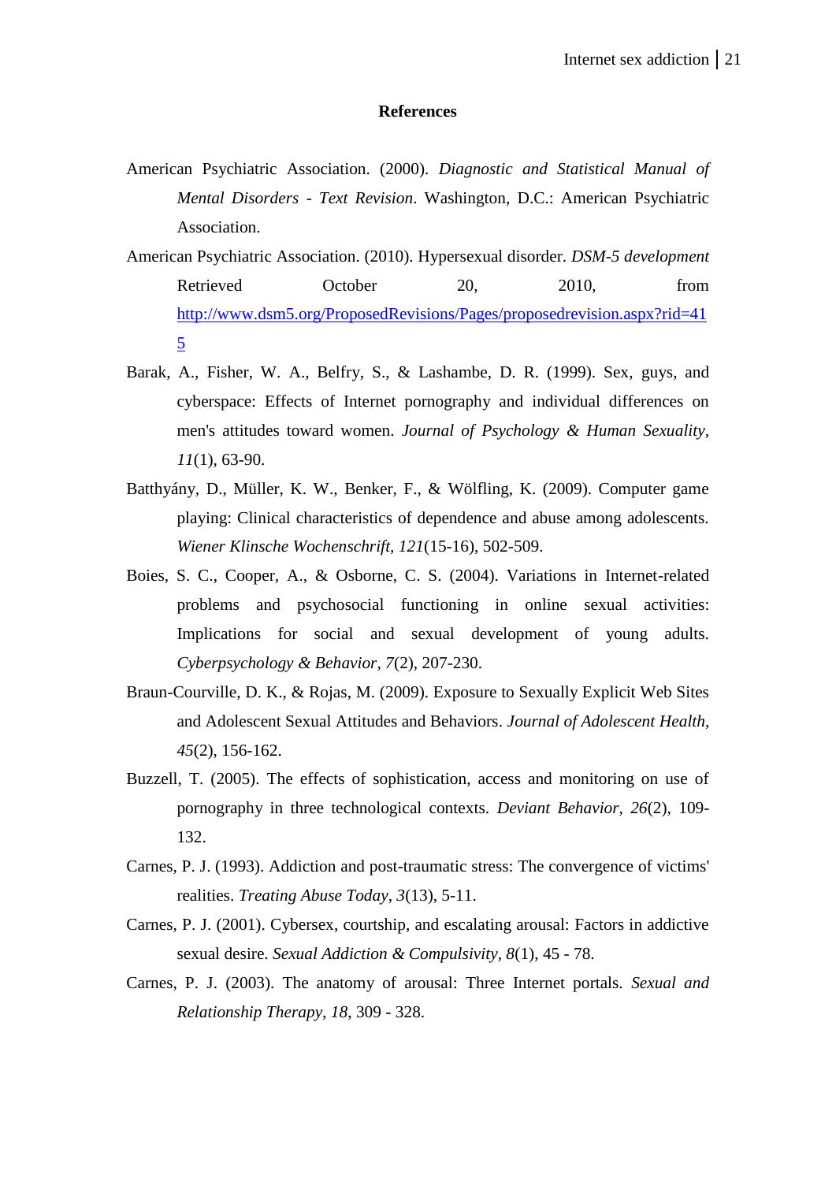# References

American Psychiatric Association. (2000). *Diagnostic and Statistical Manual of Mental Disorders - Text Revision*. Washington, D.C.: American Psychiatric Association.

American Psychiatric Association. (2010). Hypersexual disorder. *DSM-5 development* Retrieved October 20, 2010, from http://www.dsm5.org/ProposedRevisions/Pages/proposedrevision.aspx?rid=415

Barak, A., Fisher, W. A., Belfry, S., & Lashambe, D. R. (1999). Sex, guys, and cyberspace: Effects of Internet pornography and individual differences on men's attitudes toward women. *Journal of Psychology & Human Sexuality, 11*(1), 63-90.

Batthyány, D., Müller, K. W., Benker, F., & Wölfling, K. (2009). Computer game playing: Clinical characteristics of dependence and abuse among adolescents. *Wiener Klinsche Wochenschrift, 121*(15-16), 502-509.

Boies, S. C., Cooper, A., & Osborne, C. S. (2004). Variations in Internet-related problems and psychosocial functioning in online sexual activities: Implications for social and sexual development of young adults. *Cyberpsychology & Behavior, 7*(2), 207-230.

Braun-Courville, D. K., & Rojas, M. (2009). Exposure to Sexually Explicit Web Sites and Adolescent Sexual Attitudes and Behaviors. *Journal of Adolescent Health, 45*(2), 156-162.

Buzzell, T. (2005). The effects of sophistication, access and monitoring on use of pornography in three technological contexts. *Deviant Behavior, 26*(2), 109-132.

Carnes, P. J. (1993). Addiction and post-traumatic stress: The convergence of victims' realities. *Treating Abuse Today, 3*(13), 5-11.

Carnes, P. J. (2001). Cybersex, courtship, and escalating arousal: Factors in addictive sexual desire. *Sexual Addiction & Compulsivity, 8*(1), 45 - 78.

Carnes, P. J. (2003). The anatomy of arousal: Three Internet portals. *Sexual and Relationship Therapy, 18*, 309 - 328.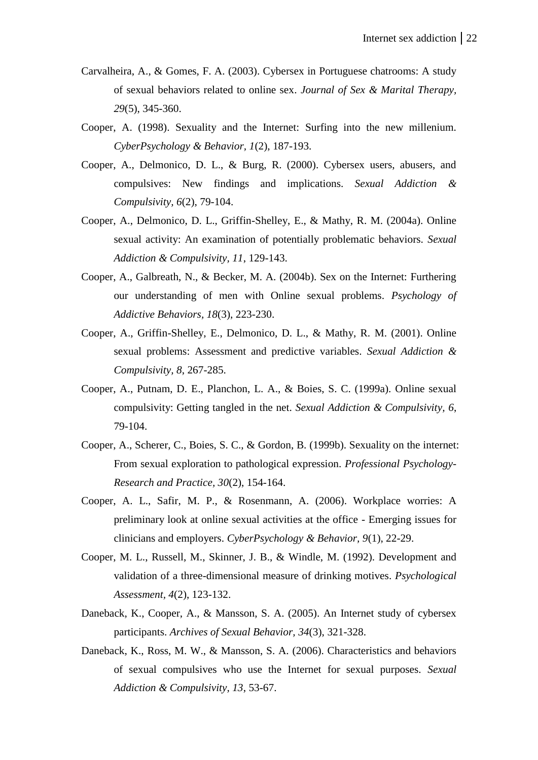Carvalheira, A., & Gomes, F. A. (2003). Cybersex in Portuguese chatrooms: A study of sexual behaviors related to online sex. *Journal of Sex & Marital Therapy, 29*(5), 345-360.

Cooper, A. (1998). Sexuality and the Internet: Surfing into the new millenium. *CyberPsychology & Behavior, 1*(2), 187-193.

Cooper, A., Delmonico, D. L., & Burg, R. (2000). Cybersex users, abusers, and compulsives: New findings and implications. *Sexual Addiction & Compulsivity, 6*(2), 79-104.

Cooper, A., Delmonico, D. L., Griffin-Shelley, E., & Mathy, R. M. (2004a). Online sexual activity: An examination of potentially problematic behaviors. *Sexual Addiction & Compulsivity, 11*, 129-143.

Cooper, A., Galbreath, N., & Becker, M. A. (2004b). Sex on the Internet: Furthering our understanding of men with Online sexual problems. *Psychology of Addictive Behaviors, 18*(3), 223-230.

Cooper, A., Griffin-Shelley, E., Delmonico, D. L., & Mathy, R. M. (2001). Online sexual problems: Assessment and predictive variables. *Sexual Addiction & Compulsivity, 8*, 267-285.

Cooper, A., Putnam, D. E., Planchon, L. A., & Boies, S. C. (1999a). Online sexual compulsivity: Getting tangled in the net. *Sexual Addiction & Compulsivity, 6*, 79-104.

Cooper, A., Scherer, C., Boies, S. C., & Gordon, B. (1999b). Sexuality on the internet: From sexual exploration to pathological expression. *Professional Psychology-Research and Practice, 30*(2), 154-164.

Cooper, A. L., Safir, M. P., & Rosenmann, A. (2006). Workplace worries: A preliminary look at online sexual activities at the office - Emerging issues for clinicians and employers. *CyberPsychology & Behavior, 9*(1), 22-29.

Cooper, M. L., Russell, M., Skinner, J. B., & Windle, M. (1992). Development and validation of a three-dimensional measure of drinking motives. *Psychological Assessment, 4*(2), 123-132.

Daneback, K., Cooper, A., & Mansson, S. A. (2005). An Internet study of cybersex participants. *Archives of Sexual Behavior, 34*(3), 321-328.

Daneback, K., Ross, M. W., & Mansson, S. A. (2006). Characteristics and behaviors of sexual compulsives who use the Internet for sexual purposes. *Sexual Addiction & Compulsivity, 13*, 53-67.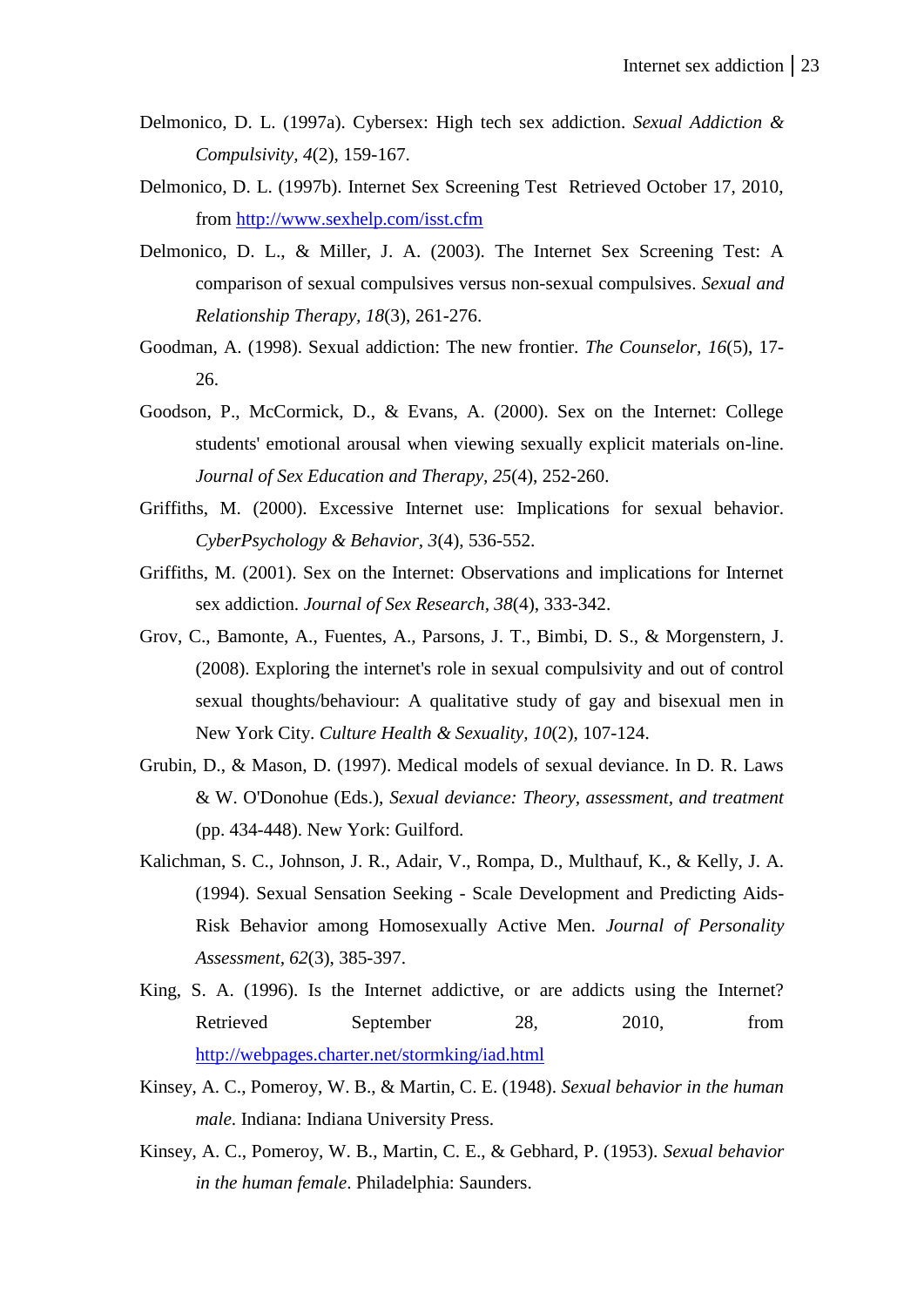Delmonico, D. L. (1997a). Cybersex: High tech sex addiction. *Sexual Addiction & Compulsivity, 4*(2), 159-167.

Delmonico, D. L. (1997b). Internet Sex Screening Test Retrieved October 17, 2010, from http://www.sexhelp.com/isst.cfm

Delmonico, D. L., & Miller, J. A. (2003). The Internet Sex Screening Test: A comparison of sexual compulsives versus non-sexual compulsives. *Sexual and Relationship Therapy, 18*(3), 261-276.

Goodman, A. (1998). Sexual addiction: The new frontier. *The Counselor, 16*(5), 17-26.

Goodson, P., McCormick, D., & Evans, A. (2000). Sex on the Internet: College students' emotional arousal when viewing sexually explicit materials on-line. *Journal of Sex Education and Therapy, 25*(4), 252-260.

Griffiths, M. (2000). Excessive Internet use: Implications for sexual behavior. *CyberPsychology & Behavior, 3*(4), 536-552.

Griffiths, M. (2001). Sex on the Internet: Observations and implications for Internet sex addiction. *Journal of Sex Research, 38*(4), 333-342.

Grov, C., Bamonte, A., Fuentes, A., Parsons, J. T., Bimbi, D. S., & Morgenstern, J. (2008). Exploring the internet's role in sexual compulsivity and out of control sexual thoughts/behaviour: A qualitative study of gay and bisexual men in New York City. *Culture Health & Sexuality, 10*(2), 107-124.

Grubin, D., & Mason, D. (1997). Medical models of sexual deviance. In D. R. Laws & W. O'Donohue (Eds.), *Sexual deviance: Theory, assessment, and treatment* (pp. 434-448). New York: Guilford.

Kalichman, S. C., Johnson, J. R., Adair, V., Rompa, D., Multhauf, K., & Kelly, J. A. (1994). Sexual Sensation Seeking - Scale Development and Predicting Aids-Risk Behavior among Homosexually Active Men. *Journal of Personality Assessment, 62*(3), 385-397.

King, S. A. (1996). Is the Internet addictive, or are addicts using the Internet? Retrieved September 28, 2010, from http://webpages.charter.net/stormking/iad.html

Kinsey, A. C., Pomeroy, W. B., & Martin, C. E. (1948). *Sexual behavior in the human male*. Indiana: Indiana University Press.

Kinsey, A. C., Pomeroy, W. B., Martin, C. E., & Gebhard, P. (1953). *Sexual behavior in the human female*. Philadelphia: Saunders.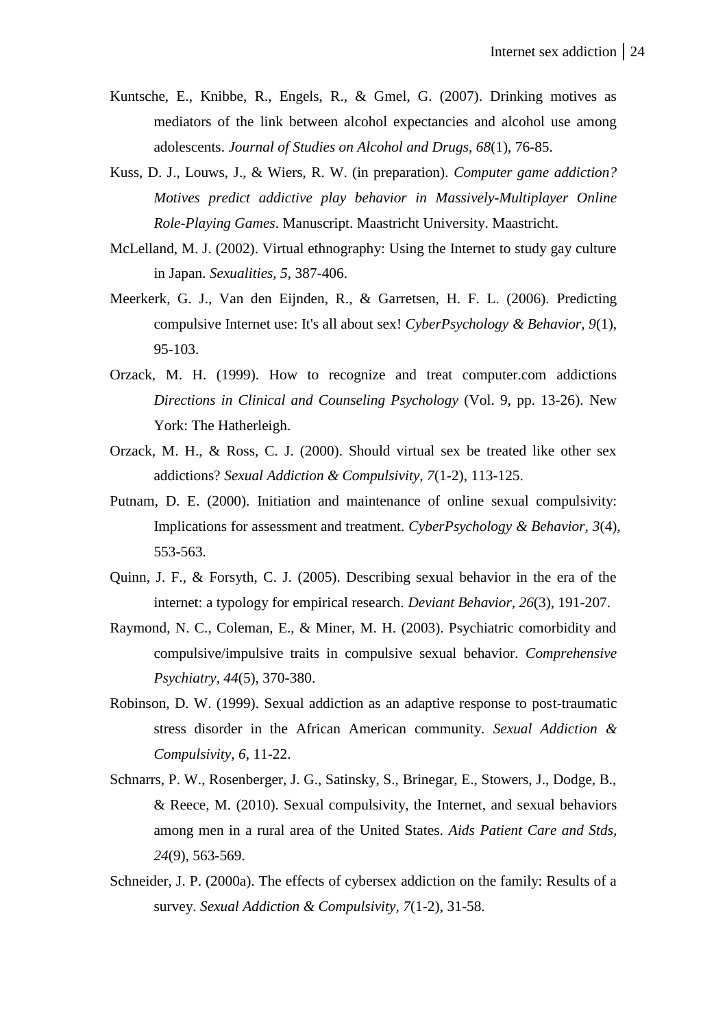Kuntsche, E., Knibbe, R., Engels, R., & Gmel, G. (2007). Drinking motives as mediators of the link between alcohol expectancies and alcohol use among adolescents. *Journal of Studies on Alcohol and Drugs, 68*(1), 76-85.

Kuss, D. J., Louws, J., & Wiers, R. W. (in preparation). *Computer game addiction? Motives predict addictive play behavior in Massively-Multiplayer Online Role-Playing Games*. Manuscript. Maastricht University. Maastricht.

McLelland, M. J. (2002). Virtual ethnography: Using the Internet to study gay culture in Japan. *Sexualities, 5*, 387-406.

Meerkerk, G. J., Van den Eijnden, R., & Garretsen, H. F. L. (2006). Predicting compulsive Internet use: It's all about sex! *CyberPsychology & Behavior, 9*(1), 95-103.

Orzack, M. H. (1999). How to recognize and treat computer.com addictions *Directions in Clinical and Counseling Psychology* (Vol. 9, pp. 13-26). New York: The Hatherleigh.

Orzack, M. H., & Ross, C. J. (2000). Should virtual sex be treated like other sex addictions? *Sexual Addiction & Compulsivity, 7*(1-2), 113-125.

Putnam, D. E. (2000). Initiation and maintenance of online sexual compulsivity: Implications for assessment and treatment. *CyberPsychology & Behavior, 3*(4), 553-563.

Quinn, J. F., & Forsyth, C. J. (2005). Describing sexual behavior in the era of the internet: a typology for empirical research. *Deviant Behavior, 26*(3), 191-207.

Raymond, N. C., Coleman, E., & Miner, M. H. (2003). Psychiatric comorbidity and compulsive/impulsive traits in compulsive sexual behavior. *Comprehensive Psychiatry, 44*(5), 370-380.

Robinson, D. W. (1999). Sexual addiction as an adaptive response to post-traumatic stress disorder in the African American community. *Sexual Addiction & Compulsivity, 6*, 11-22.

Schnarrs, P. W., Rosenberger, J. G., Satinsky, S., Brinegar, E., Stowers, J., Dodge, B., & Reece, M. (2010). Sexual compulsivity, the Internet, and sexual behaviors among men in a rural area of the United States. *Aids Patient Care and Stds, 24*(9), 563-569.

Schneider, J. P. (2000a). The effects of cybersex addiction on the family: Results of a survey. *Sexual Addiction & Compulsivity, 7*(1-2), 31-58.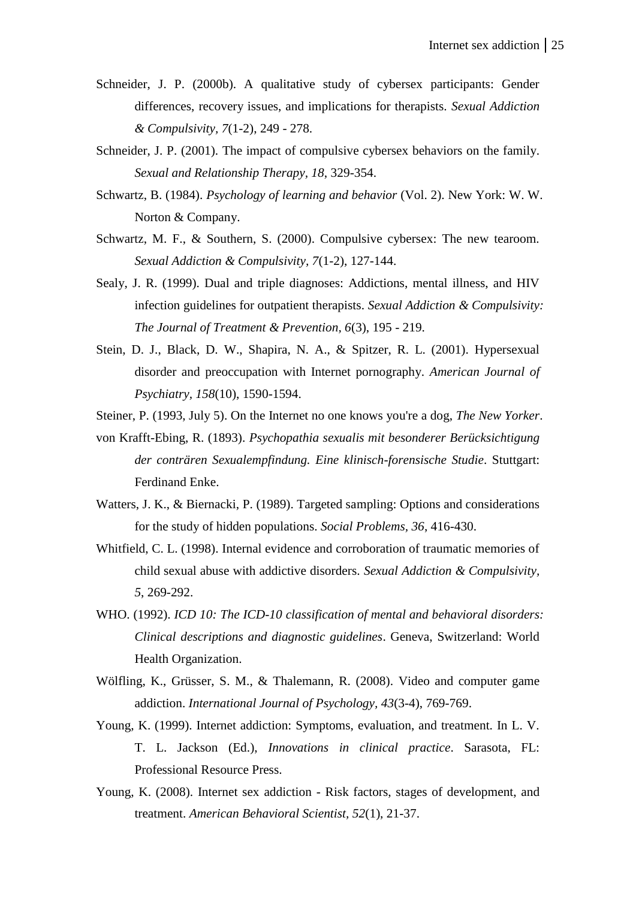Schneider, J. P. (2000b). A qualitative study of cybersex participants: Gender differences, recovery issues, and implications for therapists. *Sexual Addiction & Compulsivity, 7*(1-2), 249 - 278.

Schneider, J. P. (2001). The impact of compulsive cybersex behaviors on the family. *Sexual and Relationship Therapy, 18*, 329-354.

Schwartz, B. (1984). *Psychology of learning and behavior* (Vol. 2). New York: W. W. Norton & Company.

Schwartz, M. F., & Southern, S. (2000). Compulsive cybersex: The new tearoom. *Sexual Addiction & Compulsivity, 7*(1-2), 127-144.

Sealy, J. R. (1999). Dual and triple diagnoses: Addictions, mental illness, and HIV infection guidelines for outpatient therapists. *Sexual Addiction & Compulsivity: The Journal of Treatment & Prevention, 6*(3), 195 - 219.

Stein, D. J., Black, D. W., Shapira, N. A., & Spitzer, R. L. (2001). Hypersexual disorder and preoccupation with Internet pornography. *American Journal of Psychiatry, 158*(10), 1590-1594.

Steiner, P. (1993, July 5). On the Internet no one knows you're a dog, *The New Yorker*.

von Krafft-Ebing, R. (1893). *Psychopathia sexualis mit besonderer Berücksichtigung der conträren Sexualempfindung. Eine klinisch-forensische Studie*. Stuttgart: Ferdinand Enke.

Watters, J. K., & Biernacki, P. (1989). Targeted sampling: Options and considerations for the study of hidden populations. *Social Problems, 36*, 416-430.

Whitfield, C. L. (1998). Internal evidence and corroboration of traumatic memories of child sexual abuse with addictive disorders. *Sexual Addiction & Compulsivity, 5*, 269-292.

WHO. (1992). *ICD 10: The ICD-10 classification of mental and behavioral disorders: Clinical descriptions and diagnostic guidelines*. Geneva, Switzerland: World Health Organization.

Wölfling, K., Grüsser, S. M., & Thalemann, R. (2008). Video and computer game addiction. *International Journal of Psychology, 43*(3-4), 769-769.

Young, K. (1999). Internet addiction: Symptoms, evaluation, and treatment. In L. V. T. L. Jackson (Ed.), *Innovations in clinical practice*. Sarasota, FL: Professional Resource Press.

Young, K. (2008). Internet sex addiction - Risk factors, stages of development, and treatment. *American Behavioral Scientist, 52*(1), 21-37.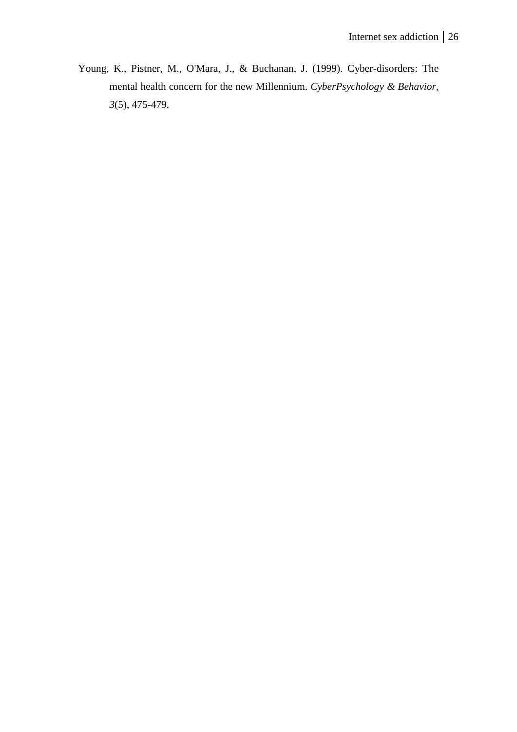Young, K., Pistner, M., O'Mara, J., & Buchanan, J. (1999). Cyber-disorders: The mental health concern for the new Millennium. *CyberPsychology & Behavior, 3*(5), 475-479.